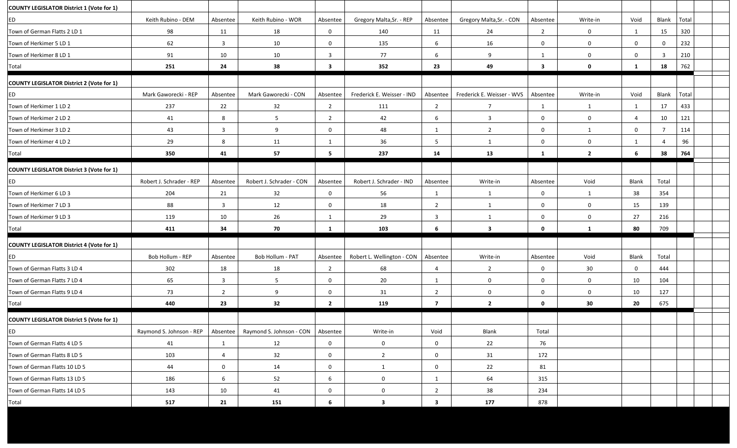## COUNTY LEGISLATOR District 1 (Vote for 1)

| ED | Keith Rubino - DEM | Absentee | Keith Rubino - WOR | Absentee | Gregory Malta,Sr. - REP | Absentee | Gregory Malta,Sr. - CON | Absentee | Write-in | Void | Blank | Total |
|---|---|---|---|---|---|---|---|---|---|---|---|---|
| Town of German Flatts 2 LD 1 | 98 | 11 | 18 | 0 | 140 | 11 | 24 | 2 | 0 | 1 | 15 | 320 |
| Town of Herkimer 5 LD 1 | 62 | 3 | 10 | 0 | 135 | 6 | 16 | 0 | 0 | 0 | 0 | 232 |
| Town of Herkimer 8 LD 1 | 91 | 10 | 10 | 3 | 77 | 6 | 9 | 1 | 0 | 0 | 3 | 210 |
| Total | **251** | **24** | **38** | **3** | **352** | **23** | **49** | **3** | **0** | **1** | **18** | 762 |

## COUNTY LEGISLATOR District 2 (Vote for 1)

| ED | Mark Gaworecki - REP | Absentee | Mark Gaworecki - CON | Absentee | Frederick E. Weisser - IND | Absentee | Frederick E. Weisser - WVS | Absentee | Write-in | Void | Blank | Total |
|---|---|---|---|---|---|---|---|---|---|---|---|---|
| Town of Herkimer 1 LD 2 | 237 | 22 | 32 | 2 | 111 | 2 | 7 | 1 | 1 | 1 | 17 | 433 |
| Town of Herkimer 2 LD 2 | 41 | 8 | 5 | 2 | 42 | 6 | 3 | 0 | 0 | 4 | 10 | 121 |
| Town of Herkimer 3 LD 2 | 43 | 3 | 9 | 0 | 48 | 1 | 2 | 0 | 1 | 0 | 7 | 114 |
| Town of Herkimer 4 LD 2 | 29 | 8 | 11 | 1 | 36 | 5 | 1 | 0 | 0 | 1 | 4 | 96 |
| Total | **350** | **41** | **57** | **5** | **237** | **14** | **13** | **1** | **2** | **6** | **38** | **764** |

## COUNTY LEGISLATOR District 3 (Vote for 1)

| ED | Robert J. Schrader - REP | Absentee | Robert J. Schrader - CON | Absentee | Robert J. Schrader - IND | Absentee | Write-in | Absentee | Void | Blank | Total |
|---|---|---|---|---|---|---|---|---|---|---|---|
| Town of Herkimer 6 LD 3 | 204 | 21 | 32 | 0 | 56 | 1 | 1 | 0 | 1 | 38 | 354 |
| Town of Herkimer 7 LD 3 | 88 | 3 | 12 | 0 | 18 | 2 | 1 | 0 | 0 | 15 | 139 |
| Town of Herkimer 9 LD 3 | 119 | 10 | 26 | 1 | 29 | 3 | 1 | 0 | 0 | 27 | 216 |
| Total | **411** | **34** | **70** | **1** | **103** | **6** | **3** | **0** | **1** | **80** | 709 |

## COUNTY LEGISLATOR District 4 (Vote for 1)

| ED | Bob Hollum - REP | Absentee | Bob Hollum - PAT | Absentee | Robert L. Wellington - CON | Absentee | Write-in | Absentee | Void | Blank | Total |
|---|---|---|---|---|---|---|---|---|---|---|---|
| Town of German Flatts 3 LD 4 | 302 | 18 | 18 | 2 | 68 | 4 | 2 | 0 | 30 | 0 | 444 |
| Town of German Flatts 7 LD 4 | 65 | 3 | 5 | 0 | 20 | 1 | 0 | 0 | 0 | 10 | 104 |
| Town of German Flatts 9 LD 4 | 73 | 2 | 9 | 0 | 31 | 2 | 0 | 0 | 0 | 10 | 127 |
| Total | **440** | **23** | **32** | **2** | **119** | **7** | **2** | **0** | **30** | **20** | 675 |

## COUNTY LEGISLATOR District 5 (Vote for 1)

| ED | Raymond S. Johnson - REP | Absentee | Raymond S. Johnson - CON | Absentee | Write-in | Void | Blank | Total |
|---|---|---|---|---|---|---|---|---|
| Town of German Flatts 4 LD 5 | 41 | 1 | 12 | 0 | 0 | 0 | 22 | 76 |
| Town of German Flatts 8 LD 5 | 103 | 4 | 32 | 0 | 2 | 0 | 31 | 172 |
| Town of German Flatts 10 LD 5 | 44 | 0 | 14 | 0 | 1 | 0 | 22 | 81 |
| Town of German Flatts 13 LD 5 | 186 | 6 | 52 | 6 | 0 | 1 | 64 | 315 |
| Town of German Flatts 14 LD 5 | 143 | 10 | 41 | 0 | 0 | 2 | 38 | 234 |
| Total | **517** | **21** | **151** | **6** | **3** | **3** | **177** | 878 |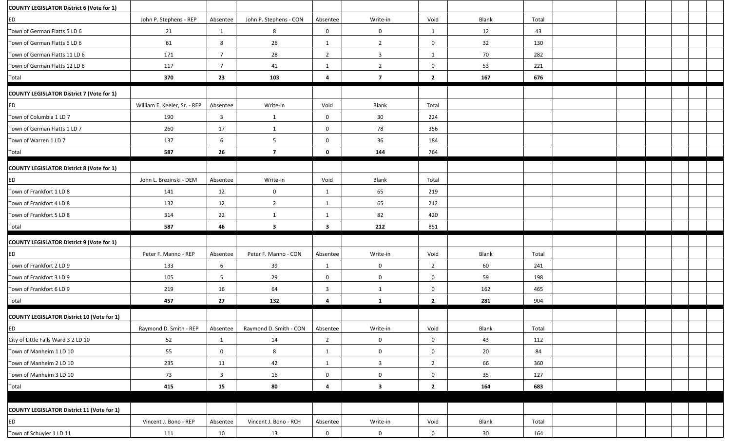**COUNTY LEGISLATOR District 6 (Vote for 1)**

| ED | John P. Stephens - REP | Absentee | John P. Stephens - CON | Absentee | Write-in | Void | Blank | Total |
|---|---|---|---|---|---|---|---|---|
| Town of German Flatts 5 LD 6 | 21 | 1 | 8 | 0 | 0 | 1 | 12 | 43 |
| Town of German Flatts 6 LD 6 | 61 | 8 | 26 | 1 | 2 | 0 | 32 | 130 |
| Town of German Flatts 11 LD 6 | 171 | 7 | 28 | 2 | 3 | 1 | 70 | 282 |
| Town of German Flatts 12 LD 6 | 117 | 7 | 41 | 1 | 2 | 0 | 53 | 221 |
| Total | **370** | **23** | **103** | **4** | **7** | **2** | **167** | **676** |

**COUNTY LEGISLATOR District 7 (Vote for 1)**

| ED | William E. Keeler, Sr. - REP | Absentee | Write-in | Void | Blank | Total |
|---|---|---|---|---|---|---|
| Town of Columbia 1 LD 7 | 190 | 3 | 1 | 0 | 30 | 224 |
| Town of German Flatts 1 LD 7 | 260 | 17 | 1 | 0 | 78 | 356 |
| Town of Warren 1 LD 7 | 137 | 6 | 5 | 0 | 36 | 184 |
| Total | **587** | **26** | **7** | **0** | **144** | 764 |

**COUNTY LEGISLATOR District 8 (Vote for 1)**

| ED | John L. Brezinski - DEM | Absentee | Write-in | Void | Blank | Total |
|---|---|---|---|---|---|---|
| Town of Frankfort 1 LD 8 | 141 | 12 | 0 | 1 | 65 | 219 |
| Town of Frankfort 4 LD 8 | 132 | 12 | 2 | 1 | 65 | 212 |
| Town of Frankfort 5 LD 8 | 314 | 22 | 1 | 1 | 82 | 420 |
| Total | **587** | **46** | **3** | **3** | **212** | 851 |

**COUNTY LEGISLATOR District 9 (Vote for 1)**

| ED | Peter F. Manno - REP | Absentee | Peter F. Manno - CON | Absentee | Write-in | Void | Blank | Total |
|---|---|---|---|---|---|---|---|---|
| Town of Frankfort 2 LD 9 | 133 | 6 | 39 | 1 | 0 | 2 | 60 | 241 |
| Town of Frankfort 3 LD 9 | 105 | 5 | 29 | 0 | 0 | 0 | 59 | 198 |
| Town of Frankfort 6 LD 9 | 219 | 16 | 64 | 3 | 1 | 0 | 162 | 465 |
| Total | **457** | **27** | **132** | **4** | **1** | **2** | **281** | 904 |

**COUNTY LEGISLATOR District 10 (Vote for 1)**

| ED | Raymond D. Smith - REP | Absentee | Raymond D. Smith - CON | Absentee | Write-in | Void | Blank | Total |
|---|---|---|---|---|---|---|---|---|
| City of Little Falls Ward 3 2 LD 10 | 52 | 1 | 14 | 2 | 0 | 0 | 43 | 112 |
| Town of Manheim 1 LD 10 | 55 | 0 | 8 | 1 | 0 | 0 | 20 | 84 |
| Town of Manheim 2 LD 10 | 235 | 11 | 42 | 1 | 3 | 2 | 66 | 360 |
| Town of Manheim 3 LD 10 | 73 | 3 | 16 | 0 | 0 | 0 | 35 | 127 |
| Total | **415** | **15** | **80** | **4** | **3** | **2** | **164** | **683** |

**COUNTY LEGISLATOR District 11 (Vote for 1)**

| ED | Vincent J. Bono - REP | Absentee | Vincent J. Bono - RCH | Absentee | Write-in | Void | Blank | Total |
|---|---|---|---|---|---|---|---|---|
| Town of Schuyler 1 LD 11 | 111 | 10 | 13 | 0 | 0 | 0 | 30 | 164 |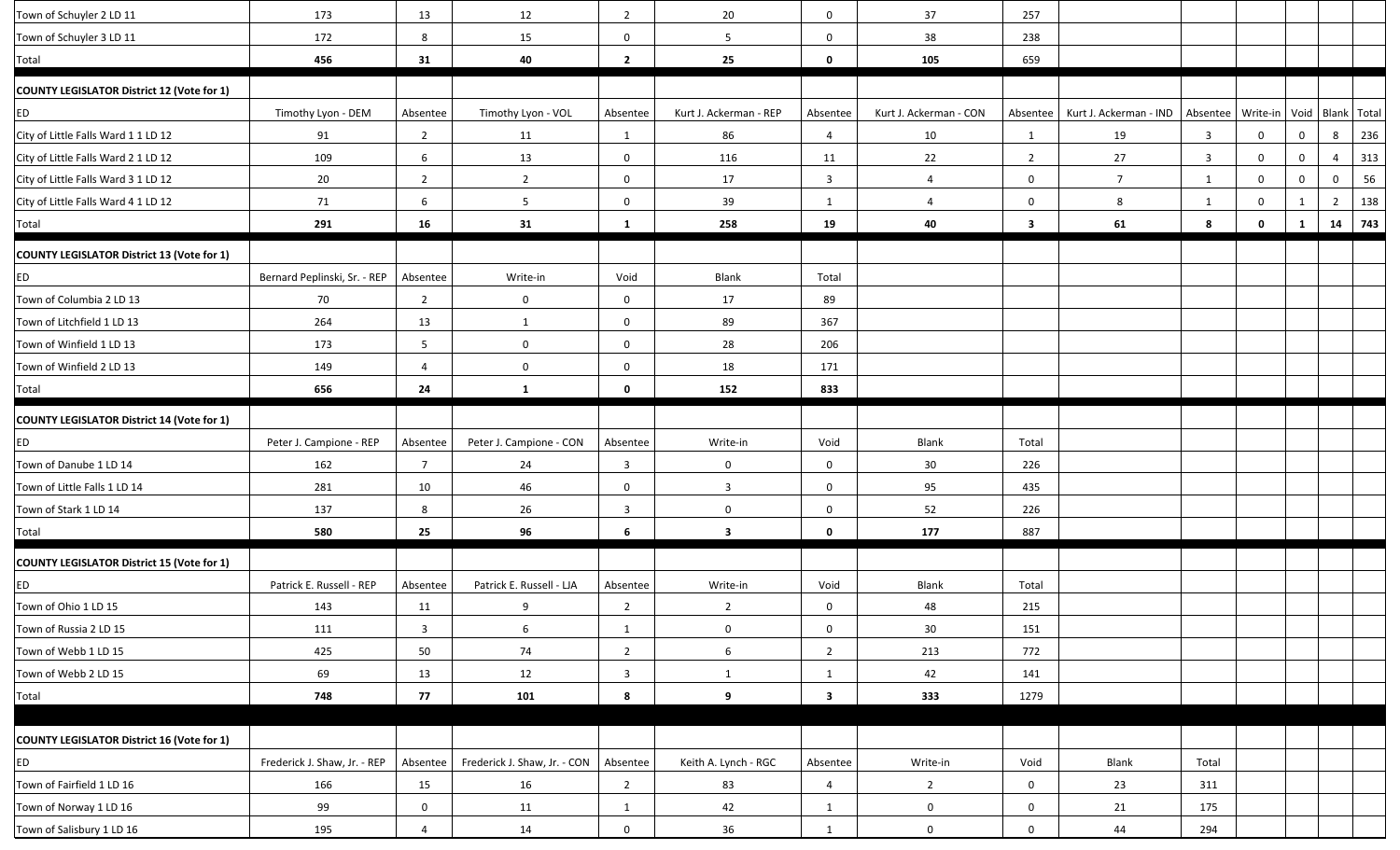| | | | | | | | | | | | | | | |
|---|---|---|---|---|---|---|---|---|---|---|---|---|---|---|
| Town of Schuyler 2 LD 11 | 173 | 13 | 12 | 2 | 20 | 0 | 37 | 257 | | | | | | |
| Town of Schuyler 3 LD 11 | 172 | 8 | 15 | 0 | 5 | 0 | 38 | 238 | | | | | | |
| Total | **456** | **31** | **40** | **2** | **25** | **0** | **105** | 659 | | | | | | |

| **COUNTY LEGISLATOR District 12 (Vote for 1)** | | | | | | | | | | | | | | |
|---|---|---|---|---|---|---|---|---|---|---|---|---|---|---|
| ED | Timothy Lyon - DEM | Absentee | Timothy Lyon - VOL | Absentee | Kurt J. Ackerman - REP | Absentee | Kurt J. Ackerman - CON | Absentee | Kurt J. Ackerman - IND | Absentee | Write-in | Void | Blank | Total |
| City of Little Falls Ward 1 1 LD 12 | 91 | 2 | 11 | 1 | 86 | 4 | 10 | 1 | 19 | 3 | 0 | 0 | 8 | 236 |
| City of Little Falls Ward 2 1 LD 12 | 109 | 6 | 13 | 0 | 116 | 11 | 22 | 2 | 27 | 3 | 0 | 0 | 4 | 313 |
| City of Little Falls Ward 3 1 LD 12 | 20 | 2 | 2 | 0 | 17 | 3 | 4 | 0 | 7 | 1 | 0 | 0 | 0 | 56 |
| City of Little Falls Ward 4 1 LD 12 | 71 | 6 | 5 | 0 | 39 | 1 | 4 | 0 | 8 | 1 | 0 | 1 | 2 | 138 |
| Total | **291** | **16** | **31** | **1** | **258** | **19** | **40** | **3** | **61** | **8** | **0** | **1** | **14** | **743** |

| **COUNTY LEGISLATOR District 13 (Vote for 1)** | | | | | | |
|---|---|---|---|---|---|---|
| ED | Bernard Peplinski, Sr. - REP | Absentee | Write-in | Void | Blank | Total |
| Town of Columbia 2 LD 13 | 70 | 2 | 0 | 0 | 17 | 89 |
| Town of Litchfield 1 LD 13 | 264 | 13 | 1 | 0 | 89 | 367 |
| Town of Winfield 1 LD 13 | 173 | 5 | 0 | 0 | 28 | 206 |
| Town of Winfield 2 LD 13 | 149 | 4 | 0 | 0 | 18 | 171 |
| Total | **656** | **24** | **1** | **0** | **152** | **833** |

| **COUNTY LEGISLATOR District 14 (Vote for 1)** | | | | | | | | |
|---|---|---|---|---|---|---|---|---|
| ED | Peter J. Campione - REP | Absentee | Peter J. Campione - CON | Absentee | Write-in | Void | Blank | Total |
| Town of Danube 1 LD 14 | 162 | 7 | 24 | 3 | 0 | 0 | 30 | 226 |
| Town of Little Falls 1 LD 14 | 281 | 10 | 46 | 0 | 3 | 0 | 95 | 435 |
| Town of Stark 1 LD 14 | 137 | 8 | 26 | 3 | 0 | 0 | 52 | 226 |
| Total | **580** | **25** | **96** | **6** | **3** | **0** | **177** | 887 |

| **COUNTY LEGISLATOR District 15 (Vote for 1)** | | | | | | | | |
|---|---|---|---|---|---|---|---|---|
| ED | Patrick E. Russell - REP | Absentee | Patrick E. Russell - LJA | Absentee | Write-in | Void | Blank | Total |
| Town of Ohio 1 LD 15 | 143 | 11 | 9 | 2 | 2 | 0 | 48 | 215 |
| Town of Russia 2 LD 15 | 111 | 3 | 6 | 1 | 0 | 0 | 30 | 151 |
| Town of Webb 1 LD 15 | 425 | 50 | 74 | 2 | 6 | 2 | 213 | 772 |
| Town of Webb 2 LD 15 | 69 | 13 | 12 | 3 | 1 | 1 | 42 | 141 |
| Total | **748** | **77** | **101** | **8** | **9** | **3** | **333** | 1279 |

| **COUNTY LEGISLATOR District 16 (Vote for 1)** | | | | | | | | | |
|---|---|---|---|---|---|---|---|---|---|
| ED | Frederick J. Shaw, Jr. - REP | Absentee | Frederick J. Shaw, Jr. - CON | Absentee | Keith A. Lynch - RGC | Absentee | Write-in | Void | Blank | Total |
| Town of Fairfield 1 LD 16 | 166 | 15 | 16 | 2 | 83 | 4 | 2 | 0 | 23 | 311 |
| Town of Norway 1 LD 16 | 99 | 0 | 11 | 1 | 42 | 1 | 0 | 0 | 21 | 175 |
| Town of Salisbury 1 LD 16 | 195 | 4 | 14 | 0 | 36 | 1 | 0 | 0 | 44 | 294 |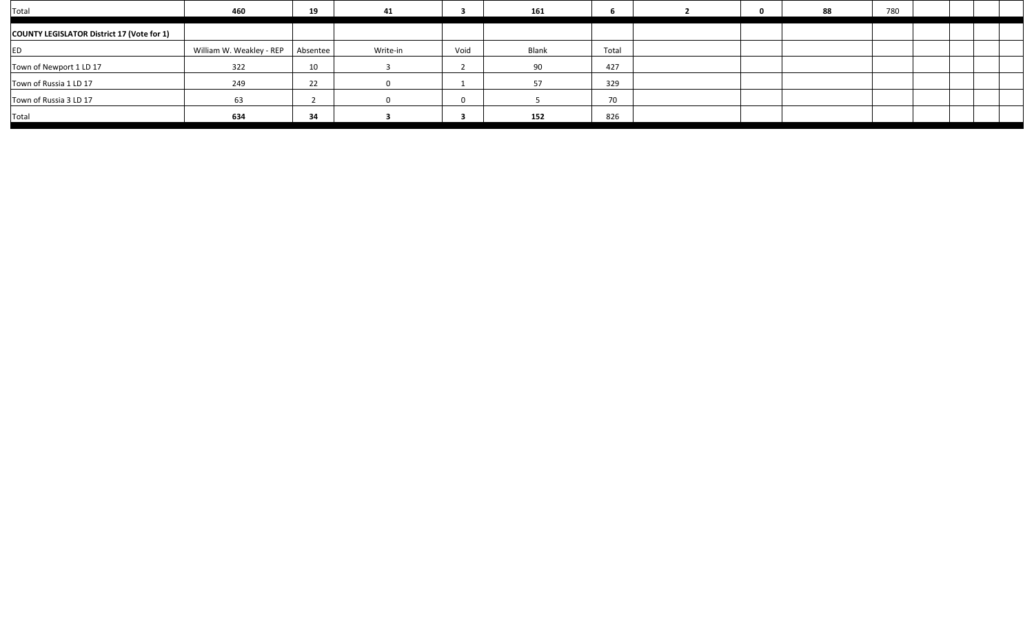| | | | | | | | | | | | | | |
|---|---|---|---|---|---|---|---|---|---|---|---|---|---|
| Total | **460** | **19** | **41** | **3** | **161** | **6** | **2** | **0** | **88** | 780 | | | |

| COUNTY LEGISLATOR District 17 (Vote for 1) | | | | | | |
|---|---|---|---|---|---|---|
| ED | William W. Weakley - REP | Absentee | Write-in | Void | Blank | Total |
| Town of Newport 1 LD 17 | 322 | 10 | 3 | 2 | 90 | 427 |
| Town of Russia 1 LD 17 | 249 | 22 | 0 | 1 | 57 | 329 |
| Town of Russia 3 LD 17 | 63 | 2 | 0 | 0 | 5 | 70 |
| Total | **634** | **34** | **3** | **3** | **152** | 826 |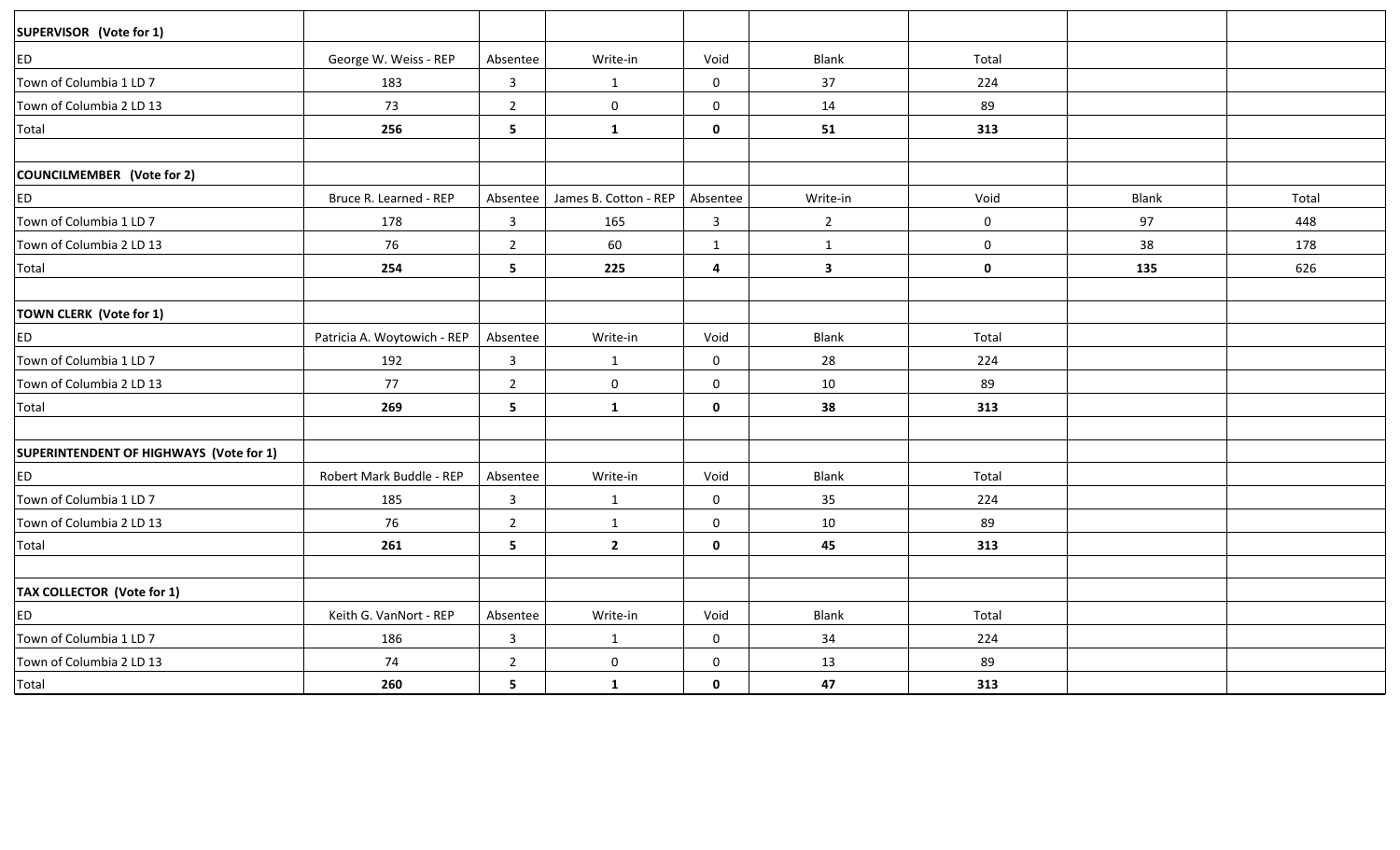| | | | | | | | |
|---|---|---|---|---|---|---|---|
| **SUPERVISOR (Vote for 1)** | | | | | | | |
| ED | George W. Weiss - REP | Absentee | Write-in | Void | Blank | Total | |
| Town of Columbia 1 LD 7 | 183 | 3 | 1 | 0 | 37 | 224 | |
| Town of Columbia 2 LD 13 | 73 | 2 | 0 | 0 | 14 | 89 | |
| Total | **256** | **5** | **1** | **0** | **51** | **313** | |
| | | | | | | | |
| **COUNCILMEMBER (Vote for 2)** | | | | | | | |
| ED | Bruce R. Learned - REP | Absentee | James B. Cotton - REP | Absentee | Write-in | Void | Blank | Total |
| Town of Columbia 1 LD 7 | 178 | 3 | 165 | 3 | 2 | 0 | 97 | 448 |
| Town of Columbia 2 LD 13 | 76 | 2 | 60 | 1 | 1 | 0 | 38 | 178 |
| Total | **254** | **5** | **225** | **4** | **3** | **0** | **135** | 626 |
| | | | | | | | |
| **TOWN CLERK (Vote for 1)** | | | | | | | |
| ED | Patricia A. Woytowich - REP | Absentee | Write-in | Void | Blank | Total | |
| Town of Columbia 1 LD 7 | 192 | 3 | 1 | 0 | 28 | 224 | |
| Town of Columbia 2 LD 13 | 77 | 2 | 0 | 0 | 10 | 89 | |
| Total | **269** | **5** | **1** | **0** | **38** | **313** | |
| | | | | | | | |
| **SUPERINTENDENT OF HIGHWAYS (Vote for 1)** | | | | | | | |
| ED | Robert Mark Buddle - REP | Absentee | Write-in | Void | Blank | Total | |
| Town of Columbia 1 LD 7 | 185 | 3 | 1 | 0 | 35 | 224 | |
| Town of Columbia 2 LD 13 | 76 | 2 | 1 | 0 | 10 | 89 | |
| Total | **261** | **5** | **2** | **0** | **45** | **313** | |
| | | | | | | | |
| **TAX COLLECTOR (Vote for 1)** | | | | | | | |
| ED | Keith G. VanNort - REP | Absentee | Write-in | Void | Blank | Total | |
| Town of Columbia 1 LD 7 | 186 | 3 | 1 | 0 | 34 | 224 | |
| Town of Columbia 2 LD 13 | 74 | 2 | 0 | 0 | 13 | 89 | |
| Total | **260** | **5** | **1** | **0** | **47** | **313** | |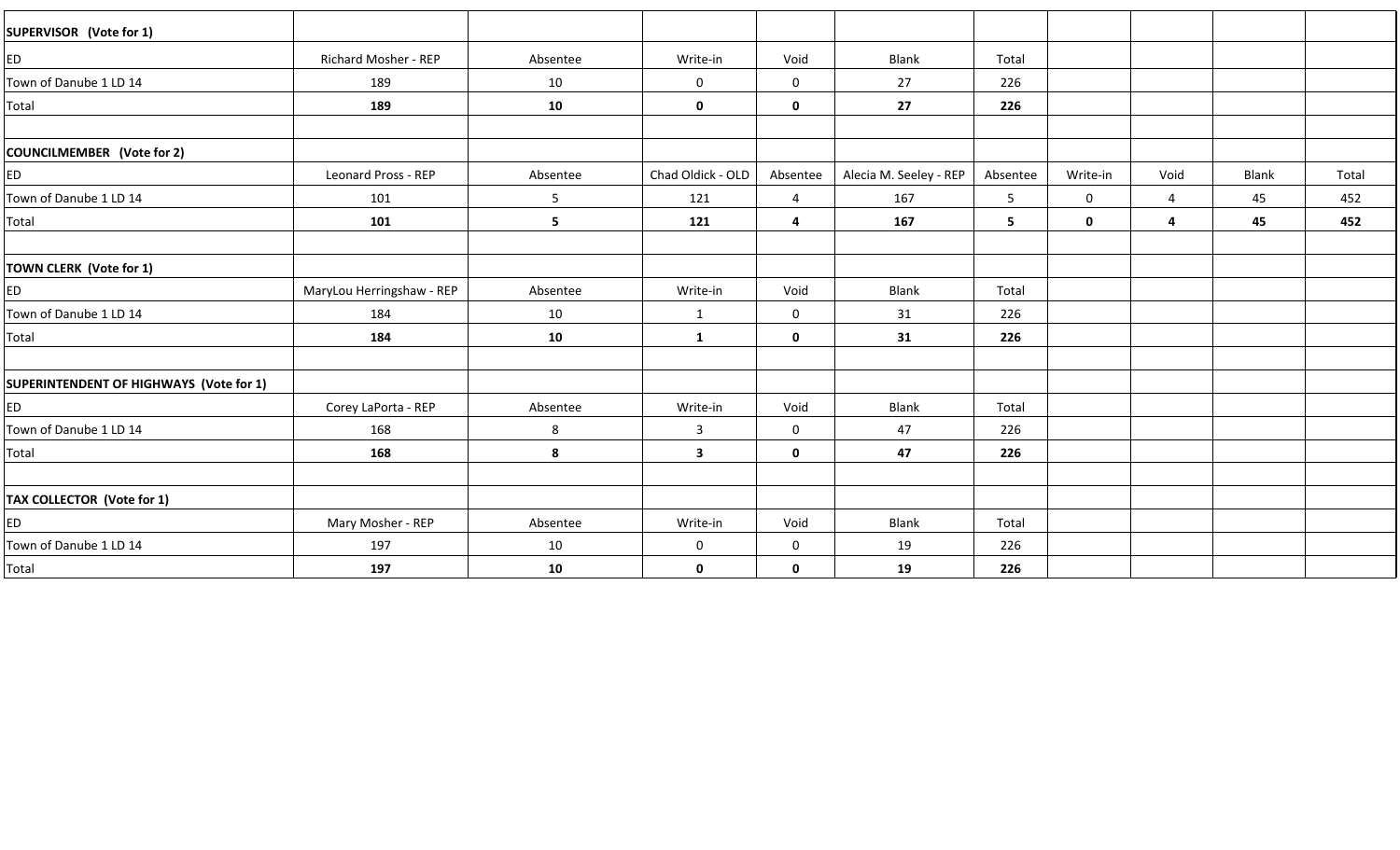| SUPERVISOR (Vote for 1) | | | | | | | | | | |
|---|---|---|---|---|---|---|---|---|---|---|
| ED | Richard Mosher - REP | Absentee | Write-in | Void | Blank | Total | | | | |
| Town of Danube 1 LD 14 | 189 | 10 | 0 | 0 | 27 | 226 | | | | |
| Total | **189** | **10** | **0** | **0** | **27** | **226** | | | | |

| COUNCILMEMBER (Vote for 2) | | | | | | | | | | |
|---|---|---|---|---|---|---|---|---|---|---|
| ED | Leonard Pross - REP | Absentee | Chad Oldick - OLD | Absentee | Alecia M. Seeley - REP | Absentee | Write-in | Void | Blank | Total |
| Town of Danube 1 LD 14 | 101 | 5 | 121 | 4 | 167 | 5 | 0 | 4 | 45 | 452 |
| Total | **101** | **5** | **121** | **4** | **167** | **5** | **0** | **4** | **45** | **452** |

| TOWN CLERK (Vote for 1) | | | | | | | | | | |
|---|---|---|---|---|---|---|---|---|---|---|
| ED | MaryLou Herringshaw - REP | Absentee | Write-in | Void | Blank | Total | | | | |
| Town of Danube 1 LD 14 | 184 | 10 | 1 | 0 | 31 | 226 | | | | |
| Total | **184** | **10** | **1** | **0** | **31** | **226** | | | | |

| SUPERINTENDENT OF HIGHWAYS (Vote for 1) | | | | | | | | | | |
|---|---|---|---|---|---|---|---|---|---|---|
| ED | Corey LaPorta - REP | Absentee | Write-in | Void | Blank | Total | | | | |
| Town of Danube 1 LD 14 | 168 | 8 | 3 | 0 | 47 | 226 | | | | |
| Total | **168** | **8** | **3** | **0** | **47** | **226** | | | | |

| TAX COLLECTOR (Vote for 1) | | | | | | | | | | |
|---|---|---|---|---|---|---|---|---|---|---|
| ED | Mary Mosher - REP | Absentee | Write-in | Void | Blank | Total | | | | |
| Town of Danube 1 LD 14 | 197 | 10 | 0 | 0 | 19 | 226 | | | | |
| Total | **197** | **10** | **0** | **0** | **19** | **226** | | | | |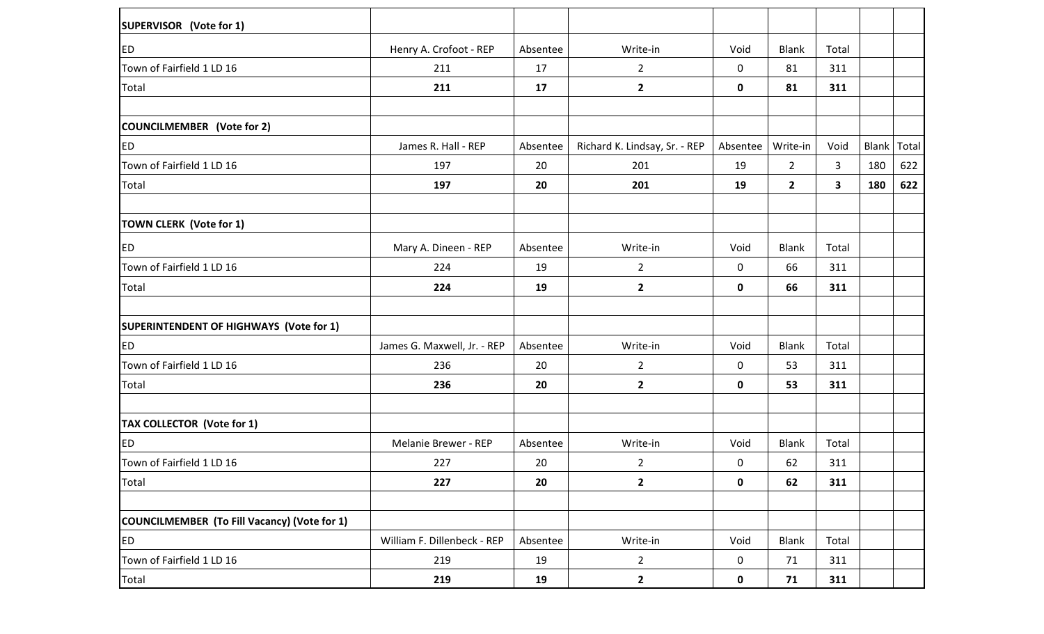| SUPERVISOR (Vote for 1) | | | | | | | | |
|---|---|---|---|---|---|---|---|---|
| ED | Henry A. Crofoot - REP | Absentee | Write-in | Void | Blank | Total | | |
| Town of Fairfield 1 LD 16 | 211 | 17 | 2 | 0 | 81 | 311 | | |
| Total | **211** | **17** | **2** | **0** | **81** | **311** | | |
| | | | | | | | | |
| **COUNCILMEMBER (Vote for 2)** | | | | | | | | |
| ED | James R. Hall - REP | Absentee | Richard K. Lindsay, Sr. - REP | Absentee | Write-in | Void | Blank | Total |
| Town of Fairfield 1 LD 16 | 197 | 20 | 201 | 19 | 2 | 3 | 180 | 622 |
| Total | **197** | **20** | **201** | **19** | **2** | **3** | **180** | **622** |
| | | | | | | | | |
| **TOWN CLERK (Vote for 1)** | | | | | | | | |
| ED | Mary A. Dineen - REP | Absentee | Write-in | Void | Blank | Total | | |
| Town of Fairfield 1 LD 16 | 224 | 19 | 2 | 0 | 66 | 311 | | |
| Total | **224** | **19** | **2** | **0** | **66** | **311** | | |
| | | | | | | | | |
| **SUPERINTENDENT OF HIGHWAYS (Vote for 1)** | | | | | | | | |
| ED | James G. Maxwell, Jr. - REP | Absentee | Write-in | Void | Blank | Total | | |
| Town of Fairfield 1 LD 16 | 236 | 20 | 2 | 0 | 53 | 311 | | |
| Total | **236** | **20** | **2** | **0** | **53** | **311** | | |
| | | | | | | | | |
| **TAX COLLECTOR (Vote for 1)** | | | | | | | | |
| ED | Melanie Brewer - REP | Absentee | Write-in | Void | Blank | Total | | |
| Town of Fairfield 1 LD 16 | 227 | 20 | 2 | 0 | 62 | 311 | | |
| Total | **227** | **20** | **2** | **0** | **62** | **311** | | |
| | | | | | | | | |
| **COUNCILMEMBER (To Fill Vacancy) (Vote for 1)** | | | | | | | | |
| ED | William F. Dillenbeck - REP | Absentee | Write-in | Void | Blank | Total | | |
| Town of Fairfield 1 LD 16 | 219 | 19 | 2 | 0 | 71 | 311 | | |
| Total | **219** | **19** | **2** | **0** | **71** | **311** | | |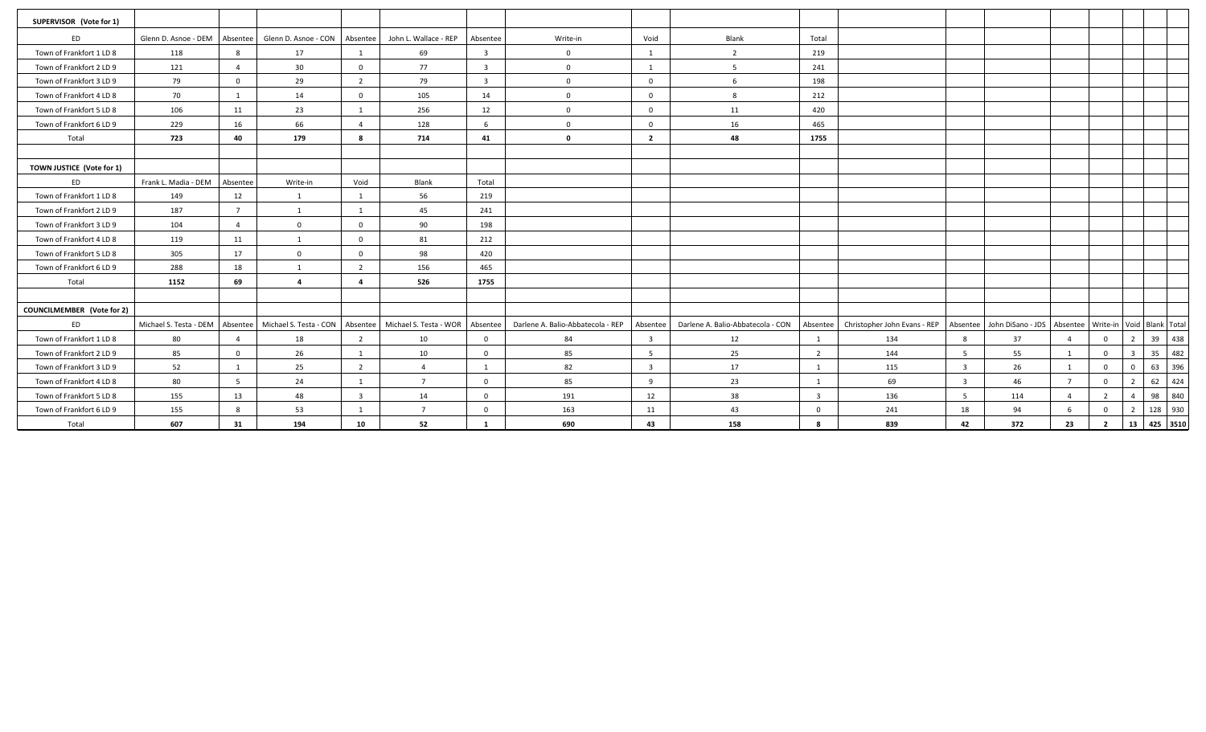**SUPERVISOR (Vote for 1)**

| ED | Glenn D. Asnoe - DEM | Absentee | Glenn D. Asnoe - CON | Absentee | John L. Wallace - REP | Absentee | Write-in | Void | Blank | Total |
|---|---|---|---|---|---|---|---|---|---|---|
| Town of Frankfort 1 LD 8 | 118 | 8 | 17 | 1 | 69 | 3 | 0 | 1 | 2 | 219 |
| Town of Frankfort 2 LD 9 | 121 | 4 | 30 | 0 | 77 | 3 | 0 | 1 | 5 | 241 |
| Town of Frankfort 3 LD 9 | 79 | 0 | 29 | 2 | 79 | 3 | 0 | 0 | 6 | 198 |
| Town of Frankfort 4 LD 8 | 70 | 1 | 14 | 0 | 105 | 14 | 0 | 0 | 8 | 212 |
| Town of Frankfort 5 LD 8 | 106 | 11 | 23 | 1 | 256 | 12 | 0 | 0 | 11 | 420 |
| Town of Frankfort 6 LD 9 | 229 | 16 | 66 | 4 | 128 | 6 | 0 | 0 | 16 | 465 |
| Total | **723** | **40** | **179** | **8** | **714** | **41** | **0** | **2** | **48** | **1755** |

**TOWN JUSTICE (Vote for 1)**

| ED | Frank L. Madia - DEM | Absentee | Write-in | Void | Blank | Total |
|---|---|---|---|---|---|---|
| Town of Frankfort 1 LD 8 | 149 | 12 | 1 | 1 | 56 | 219 |
| Town of Frankfort 2 LD 9 | 187 | 7 | 1 | 1 | 45 | 241 |
| Town of Frankfort 3 LD 9 | 104 | 4 | 0 | 0 | 90 | 198 |
| Town of Frankfort 4 LD 8 | 119 | 11 | 1 | 0 | 81 | 212 |
| Town of Frankfort 5 LD 8 | 305 | 17 | 0 | 0 | 98 | 420 |
| Town of Frankfort 6 LD 9 | 288 | 18 | 1 | 2 | 156 | 465 |
| Total | **1152** | **69** | **4** | **4** | **526** | **1755** |

**COUNCILMEMBER (Vote for 2)**

| ED | Michael S. Testa - DEM | Absentee | Michael S. Testa - CON | Absentee | Michael S. Testa - WOR | Absentee | Darlene A. Balio-Abbatecola - REP | Absentee | Darlene A. Balio-Abbatecola - CON | Absentee | Christopher John Evans - REP | Absentee | John DiSano - JDS | Absentee | Write-in | Void | Blank | Total |
|---|---|---|---|---|---|---|---|---|---|---|---|---|---|---|---|---|---|---|
| Town of Frankfort 1 LD 8 | 80 | 4 | 18 | 2 | 10 | 0 | 84 | 3 | 12 | 1 | 134 | 8 | 37 | 4 | 0 | 2 | 39 | 438 |
| Town of Frankfort 2 LD 9 | 85 | 0 | 26 | 1 | 10 | 0 | 85 | 5 | 25 | 2 | 144 | 5 | 55 | 1 | 0 | 3 | 35 | 482 |
| Town of Frankfort 3 LD 9 | 52 | 1 | 25 | 2 | 4 | 1 | 82 | 3 | 17 | 1 | 115 | 3 | 26 | 1 | 0 | 0 | 63 | 396 |
| Town of Frankfort 4 LD 8 | 80 | 5 | 24 | 1 | 7 | 0 | 85 | 9 | 23 | 1 | 69 | 3 | 46 | 7 | 0 | 2 | 62 | 424 |
| Town of Frankfort 5 LD 8 | 155 | 13 | 48 | 3 | 14 | 0 | 191 | 12 | 38 | 3 | 136 | 5 | 114 | 4 | 2 | 4 | 98 | 840 |
| Town of Frankfort 6 LD 9 | 155 | 8 | 53 | 1 | 7 | 0 | 163 | 11 | 43 | 0 | 241 | 18 | 94 | 6 | 0 | 2 | 128 | 930 |
| Total | **607** | **31** | **194** | **10** | **52** | **1** | **690** | **43** | **158** | **8** | **839** | **42** | **372** | **23** | **2** | **13** | **425** | **3510** |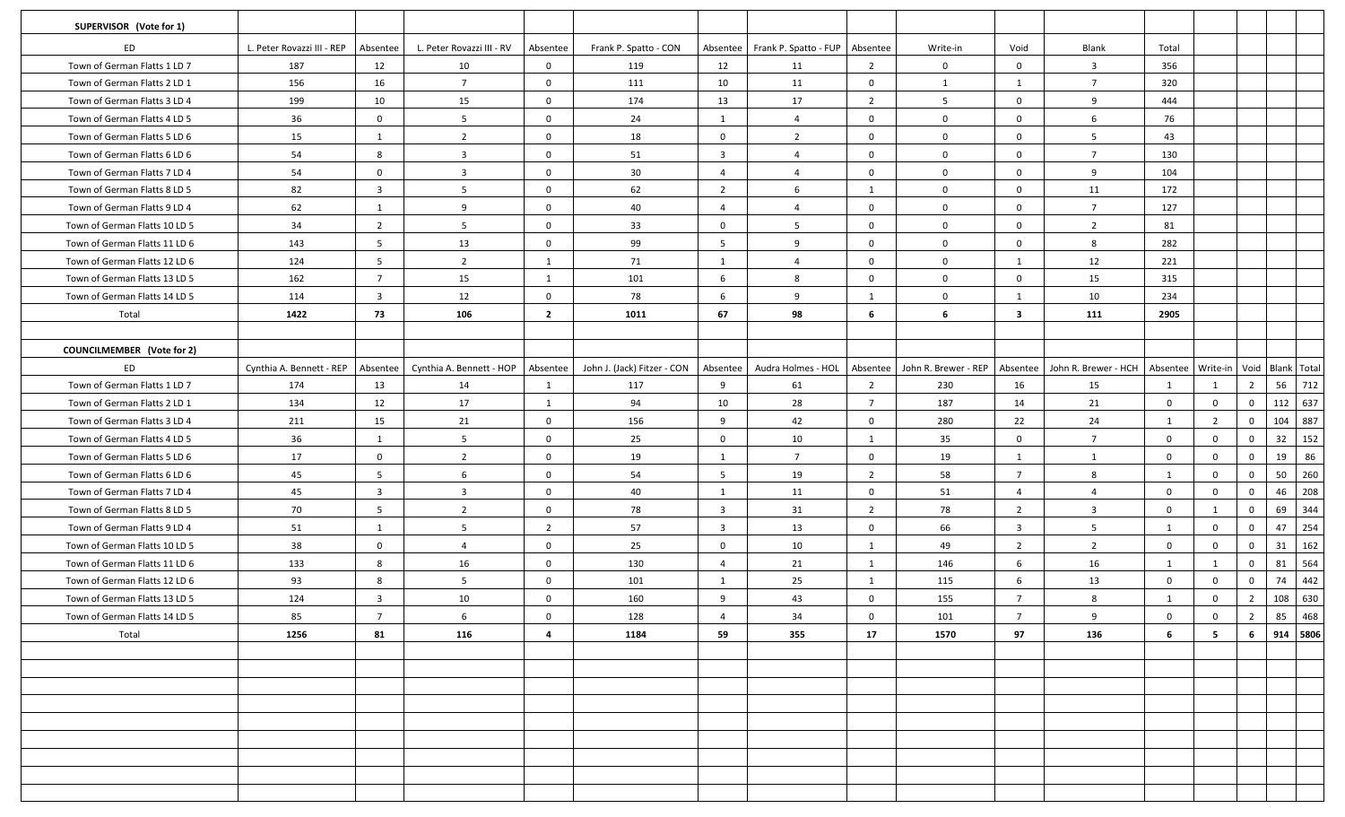| SUPERVISOR (Vote for 1) | | | | | | | | | | | | |
|---|---|---|---|---|---|---|---|---|---|---|---|---|
| ED | L. Peter Rovazzi III - REP | Absentee | L. Peter Rovazzi III - RV | Absentee | Frank P. Spatto - CON | Absentee | Frank P. Spatto - FUP | Absentee | Write-in | Void | Blank | Total |
| Town of German Flatts 1 LD 7 | 187 | 12 | 10 | 0 | 119 | 12 | 11 | 2 | 0 | 0 | 3 | 356 |
| Town of German Flatts 2 LD 1 | 156 | 16 | 7 | 0 | 111 | 10 | 11 | 0 | 1 | 1 | 7 | 320 |
| Town of German Flatts 3 LD 4 | 199 | 10 | 15 | 0 | 174 | 13 | 17 | 2 | 5 | 0 | 9 | 444 |
| Town of German Flatts 4 LD 5 | 36 | 0 | 5 | 0 | 24 | 1 | 4 | 0 | 0 | 0 | 6 | 76 |
| Town of German Flatts 5 LD 6 | 15 | 1 | 2 | 0 | 18 | 0 | 2 | 0 | 0 | 0 | 5 | 43 |
| Town of German Flatts 6 LD 6 | 54 | 8 | 3 | 0 | 51 | 3 | 4 | 0 | 0 | 0 | 7 | 130 |
| Town of German Flatts 7 LD 4 | 54 | 0 | 3 | 0 | 30 | 4 | 4 | 0 | 0 | 0 | 9 | 104 |
| Town of German Flatts 8 LD 5 | 82 | 3 | 5 | 0 | 62 | 2 | 6 | 1 | 0 | 0 | 11 | 172 |
| Town of German Flatts 9 LD 4 | 62 | 1 | 9 | 0 | 40 | 4 | 4 | 0 | 0 | 0 | 7 | 127 |
| Town of German Flatts 10 LD 5 | 34 | 2 | 5 | 0 | 33 | 0 | 5 | 0 | 0 | 0 | 2 | 81 |
| Town of German Flatts 11 LD 6 | 143 | 5 | 13 | 0 | 99 | 5 | 9 | 0 | 0 | 0 | 8 | 282 |
| Town of German Flatts 12 LD 6 | 124 | 5 | 2 | 1 | 71 | 1 | 4 | 0 | 0 | 1 | 12 | 221 |
| Town of German Flatts 13 LD 5 | 162 | 7 | 15 | 1 | 101 | 6 | 8 | 0 | 0 | 0 | 15 | 315 |
| Town of German Flatts 14 LD 5 | 114 | 3 | 12 | 0 | 78 | 6 | 9 | 1 | 0 | 1 | 10 | 234 |
| Total | **1422** | **73** | **106** | **2** | **1011** | **67** | **98** | **6** | **6** | **3** | **111** | **2905** |

| COUNCILMEMBER (Vote for 2) | | | | | | | | | | | | | | | | | |
|---|---|---|---|---|---|---|---|---|---|---|---|---|---|---|---|---|---|
| ED | Cynthia A. Bennett - REP | Absentee | Cynthia A. Bennett - HOP | Absentee | John J. (Jack) Fitzer - CON | Absentee | Audra Holmes - HOL | Absentee | John R. Brewer - REP | Absentee | John R. Brewer - HCH | Absentee | Write-in | Void | Blank | Total |
| Town of German Flatts 1 LD 7 | 174 | 13 | 14 | 1 | 117 | 9 | 61 | 2 | 230 | 16 | 15 | 1 | 1 | 2 | 56 | 712 |
| Town of German Flatts 2 LD 1 | 134 | 12 | 17 | 1 | 94 | 10 | 28 | 7 | 187 | 14 | 21 | 0 | 0 | 0 | 112 | 637 |
| Town of German Flatts 3 LD 4 | 211 | 15 | 21 | 0 | 156 | 9 | 42 | 0 | 280 | 22 | 24 | 1 | 2 | 0 | 104 | 887 |
| Town of German Flatts 4 LD 5 | 36 | 1 | 5 | 0 | 25 | 0 | 10 | 1 | 35 | 0 | 7 | 0 | 0 | 0 | 32 | 152 |
| Town of German Flatts 5 LD 6 | 17 | 0 | 2 | 0 | 19 | 1 | 7 | 0 | 19 | 1 | 1 | 0 | 0 | 0 | 19 | 86 |
| Town of German Flatts 6 LD 6 | 45 | 5 | 6 | 0 | 54 | 5 | 19 | 2 | 58 | 7 | 8 | 1 | 0 | 0 | 50 | 260 |
| Town of German Flatts 7 LD 4 | 45 | 3 | 3 | 0 | 40 | 1 | 11 | 0 | 51 | 4 | 4 | 0 | 0 | 0 | 46 | 208 |
| Town of German Flatts 8 LD 5 | 70 | 5 | 2 | 0 | 78 | 3 | 31 | 2 | 78 | 2 | 3 | 0 | 1 | 0 | 69 | 344 |
| Town of German Flatts 9 LD 4 | 51 | 1 | 5 | 2 | 57 | 3 | 13 | 0 | 66 | 3 | 5 | 1 | 0 | 0 | 47 | 254 |
| Town of German Flatts 10 LD 5 | 38 | 0 | 4 | 0 | 25 | 0 | 10 | 1 | 49 | 2 | 2 | 0 | 0 | 0 | 31 | 162 |
| Town of German Flatts 11 LD 6 | 133 | 8 | 16 | 0 | 130 | 4 | 21 | 1 | 146 | 6 | 16 | 1 | 1 | 0 | 81 | 564 |
| Town of German Flatts 12 LD 6 | 93 | 8 | 5 | 0 | 101 | 1 | 25 | 1 | 115 | 6 | 13 | 0 | 0 | 0 | 74 | 442 |
| Town of German Flatts 13 LD 5 | 124 | 3 | 10 | 0 | 160 | 9 | 43 | 0 | 155 | 7 | 8 | 1 | 0 | 2 | 108 | 630 |
| Town of German Flatts 14 LD 5 | 85 | 7 | 6 | 0 | 128 | 4 | 34 | 0 | 101 | 7 | 9 | 0 | 0 | 2 | 85 | 468 |
| Total | **1256** | **81** | **116** | **4** | **1184** | **59** | **355** | **17** | **1570** | **97** | **136** | **6** | **5** | **6** | **914** | **5806** |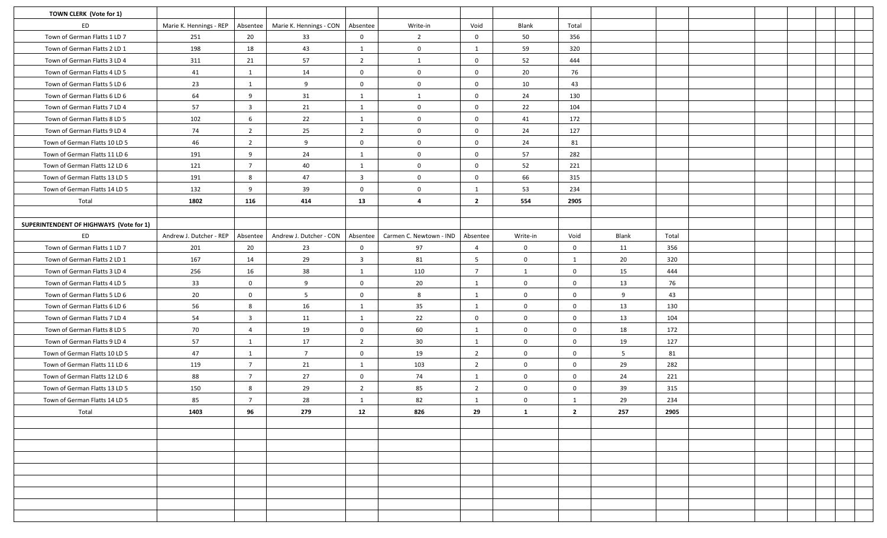| TOWN CLERK (Vote for 1) | | | | | | | | |
|---|---|---|---|---|---|---|---|---|
| ED | Marie K. Hennings - REP | Absentee | Marie K. Hennings - CON | Absentee | Write-in | Void | Blank | Total |
| Town of German Flatts 1 LD 7 | 251 | 20 | 33 | 0 | 2 | 0 | 50 | 356 |
| Town of German Flatts 2 LD 1 | 198 | 18 | 43 | 1 | 0 | 1 | 59 | 320 |
| Town of German Flatts 3 LD 4 | 311 | 21 | 57 | 2 | 1 | 0 | 52 | 444 |
| Town of German Flatts 4 LD 5 | 41 | 1 | 14 | 0 | 0 | 0 | 20 | 76 |
| Town of German Flatts 5 LD 6 | 23 | 1 | 9 | 0 | 0 | 0 | 10 | 43 |
| Town of German Flatts 6 LD 6 | 64 | 9 | 31 | 1 | 1 | 0 | 24 | 130 |
| Town of German Flatts 7 LD 4 | 57 | 3 | 21 | 1 | 0 | 0 | 22 | 104 |
| Town of German Flatts 8 LD 5 | 102 | 6 | 22 | 1 | 0 | 0 | 41 | 172 |
| Town of German Flatts 9 LD 4 | 74 | 2 | 25 | 2 | 0 | 0 | 24 | 127 |
| Town of German Flatts 10 LD 5 | 46 | 2 | 9 | 0 | 0 | 0 | 24 | 81 |
| Town of German Flatts 11 LD 6 | 191 | 9 | 24 | 1 | 0 | 0 | 57 | 282 |
| Town of German Flatts 12 LD 6 | 121 | 7 | 40 | 1 | 0 | 0 | 52 | 221 |
| Town of German Flatts 13 LD 5 | 191 | 8 | 47 | 3 | 0 | 0 | 66 | 315 |
| Town of German Flatts 14 LD 5 | 132 | 9 | 39 | 0 | 0 | 1 | 53 | 234 |
| Total | **1802** | **116** | **414** | **13** | **4** | **2** | **554** | **2905** |

| SUPERINTENDENT OF HIGHWAYS (Vote for 1) | | | | | | | | | | |
|---|---|---|---|---|---|---|---|---|---|---|
| ED | Andrew J. Dutcher - REP | Absentee | Andrew J. Dutcher - CON | Absentee | Carmen C. Newtown - IND | Absentee | Write-in | Void | Blank | Total |
| Town of German Flatts 1 LD 7 | 201 | 20 | 23 | 0 | 97 | 4 | 0 | 0 | 11 | 356 |
| Town of German Flatts 2 LD 1 | 167 | 14 | 29 | 3 | 81 | 5 | 0 | 1 | 20 | 320 |
| Town of German Flatts 3 LD 4 | 256 | 16 | 38 | 1 | 110 | 7 | 1 | 0 | 15 | 444 |
| Town of German Flatts 4 LD 5 | 33 | 0 | 9 | 0 | 20 | 1 | 0 | 0 | 13 | 76 |
| Town of German Flatts 5 LD 6 | 20 | 0 | 5 | 0 | 8 | 1 | 0 | 0 | 9 | 43 |
| Town of German Flatts 6 LD 6 | 56 | 8 | 16 | 1 | 35 | 1 | 0 | 0 | 13 | 130 |
| Town of German Flatts 7 LD 4 | 54 | 3 | 11 | 1 | 22 | 0 | 0 | 0 | 13 | 104 |
| Town of German Flatts 8 LD 5 | 70 | 4 | 19 | 0 | 60 | 1 | 0 | 0 | 18 | 172 |
| Town of German Flatts 9 LD 4 | 57 | 1 | 17 | 2 | 30 | 1 | 0 | 0 | 19 | 127 |
| Town of German Flatts 10 LD 5 | 47 | 1 | 7 | 0 | 19 | 2 | 0 | 0 | 5 | 81 |
| Town of German Flatts 11 LD 6 | 119 | 7 | 21 | 1 | 103 | 2 | 0 | 0 | 29 | 282 |
| Town of German Flatts 12 LD 6 | 88 | 7 | 27 | 0 | 74 | 1 | 0 | 0 | 24 | 221 |
| Town of German Flatts 13 LD 5 | 150 | 8 | 29 | 2 | 85 | 2 | 0 | 0 | 39 | 315 |
| Town of German Flatts 14 LD 5 | 85 | 7 | 28 | 1 | 82 | 1 | 0 | 1 | 29 | 234 |
| Total | **1403** | **96** | **279** | **12** | **826** | **29** | **1** | **2** | **257** | **2905** |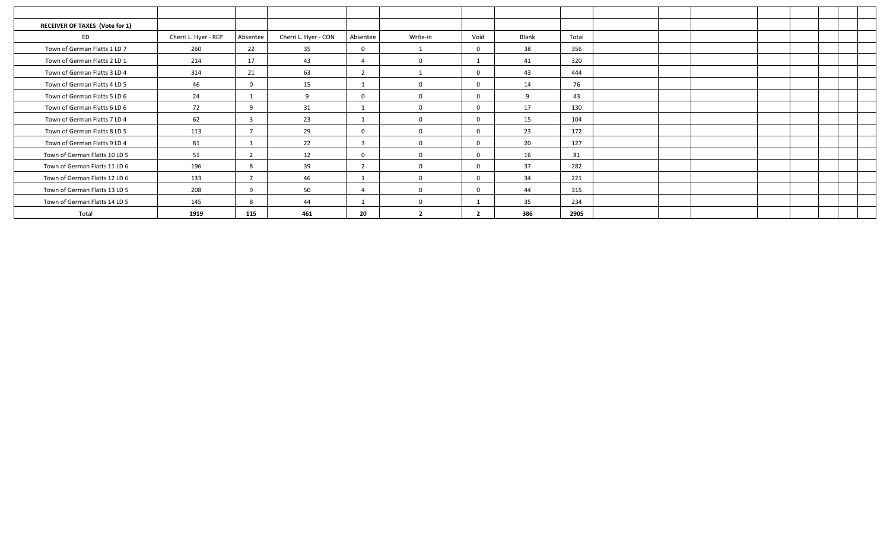**RECEIVER OF TAXES (Vote for 1)**

| ED | Cherri L. Hyer - REP | Absentee | Cherri L. Hyer - CON | Absentee | Write-in | Void | Blank | Total |
|---|---|---|---|---|---|---|---|---|
| Town of German Flatts 1 LD 7 | 260 | 22 | 35 | 0 | 1 | 0 | 38 | 356 |
| Town of German Flatts 2 LD 1 | 214 | 17 | 43 | 4 | 0 | 1 | 41 | 320 |
| Town of German Flatts 3 LD 4 | 314 | 21 | 63 | 2 | 1 | 0 | 43 | 444 |
| Town of German Flatts 4 LD 5 | 46 | 0 | 15 | 1 | 0 | 0 | 14 | 76 |
| Town of German Flatts 5 LD 6 | 24 | 1 | 9 | 0 | 0 | 0 | 9 | 43 |
| Town of German Flatts 6 LD 6 | 72 | 9 | 31 | 1 | 0 | 0 | 17 | 130 |
| Town of German Flatts 7 LD 4 | 62 | 3 | 23 | 1 | 0 | 0 | 15 | 104 |
| Town of German Flatts 8 LD 5 | 113 | 7 | 29 | 0 | 0 | 0 | 23 | 172 |
| Town of German Flatts 9 LD 4 | 81 | 1 | 22 | 3 | 0 | 0 | 20 | 127 |
| Town of German Flatts 10 LD 5 | 51 | 2 | 12 | 0 | 0 | 0 | 16 | 81 |
| Town of German Flatts 11 LD 6 | 196 | 8 | 39 | 2 | 0 | 0 | 37 | 282 |
| Town of German Flatts 12 LD 6 | 133 | 7 | 46 | 1 | 0 | 0 | 34 | 221 |
| Town of German Flatts 13 LD 5 | 208 | 9 | 50 | 4 | 0 | 0 | 44 | 315 |
| Town of German Flatts 14 LD 5 | 145 | 8 | 44 | 1 | 0 | 1 | 35 | 234 |
| Total | **1919** | **115** | **461** | **20** | **2** | **2** | **386** | **2905** |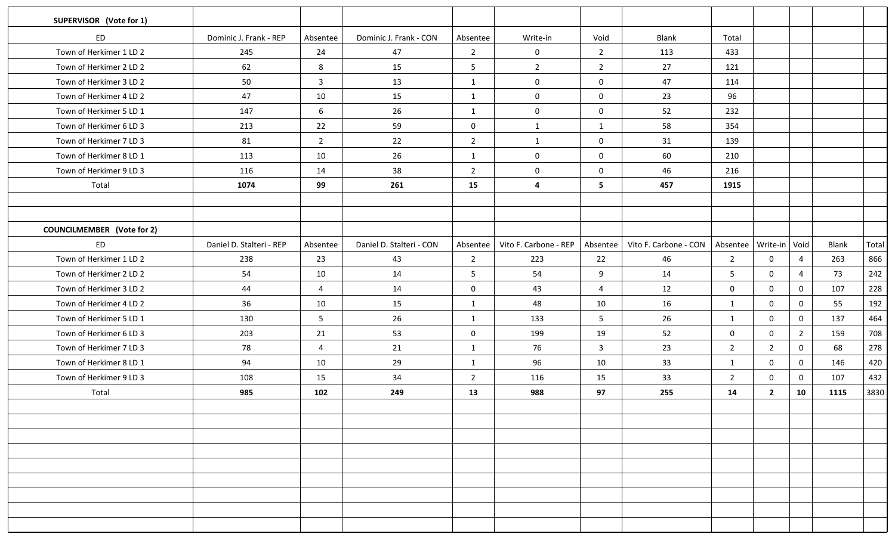**SUPERVISOR (Vote for 1)**

| ED | Dominic J. Frank - REP | Absentee | Dominic J. Frank - CON | Absentee | Write-in | Void | Blank | Total |
|---|---|---|---|---|---|---|---|---|
| Town of Herkimer 1 LD 2 | 245 | 24 | 47 | 2 | 0 | 2 | 113 | 433 |
| Town of Herkimer 2 LD 2 | 62 | 8 | 15 | 5 | 2 | 2 | 27 | 121 |
| Town of Herkimer 3 LD 2 | 50 | 3 | 13 | 1 | 0 | 0 | 47 | 114 |
| Town of Herkimer 4 LD 2 | 47 | 10 | 15 | 1 | 0 | 0 | 23 | 96 |
| Town of Herkimer 5 LD 1 | 147 | 6 | 26 | 1 | 0 | 0 | 52 | 232 |
| Town of Herkimer 6 LD 3 | 213 | 22 | 59 | 0 | 1 | 1 | 58 | 354 |
| Town of Herkimer 7 LD 3 | 81 | 2 | 22 | 2 | 1 | 0 | 31 | 139 |
| Town of Herkimer 8 LD 1 | 113 | 10 | 26 | 1 | 0 | 0 | 60 | 210 |
| Town of Herkimer 9 LD 3 | 116 | 14 | 38 | 2 | 0 | 0 | 46 | 216 |
| Total | **1074** | **99** | **261** | **15** | **4** | **5** | **457** | **1915** |

**COUNCILMEMBER (Vote for 2)**

| ED | Daniel D. Stalteri - REP | Absentee | Daniel D. Stalteri - CON | Absentee | Vito F. Carbone - REP | Absentee | Vito F. Carbone - CON | Absentee | Write-in | Void | Blank | Total |
|---|---|---|---|---|---|---|---|---|---|---|---|---|
| Town of Herkimer 1 LD 2 | 238 | 23 | 43 | 2 | 223 | 22 | 46 | 2 | 0 | 4 | 263 | 866 |
| Town of Herkimer 2 LD 2 | 54 | 10 | 14 | 5 | 54 | 9 | 14 | 5 | 0 | 4 | 73 | 242 |
| Town of Herkimer 3 LD 2 | 44 | 4 | 14 | 0 | 43 | 4 | 12 | 0 | 0 | 0 | 107 | 228 |
| Town of Herkimer 4 LD 2 | 36 | 10 | 15 | 1 | 48 | 10 | 16 | 1 | 0 | 0 | 55 | 192 |
| Town of Herkimer 5 LD 1 | 130 | 5 | 26 | 1 | 133 | 5 | 26 | 1 | 0 | 0 | 137 | 464 |
| Town of Herkimer 6 LD 3 | 203 | 21 | 53 | 0 | 199 | 19 | 52 | 0 | 0 | 2 | 159 | 708 |
| Town of Herkimer 7 LD 3 | 78 | 4 | 21 | 1 | 76 | 3 | 23 | 2 | 2 | 0 | 68 | 278 |
| Town of Herkimer 8 LD 1 | 94 | 10 | 29 | 1 | 96 | 10 | 33 | 1 | 0 | 0 | 146 | 420 |
| Town of Herkimer 9 LD 3 | 108 | 15 | 34 | 2 | 116 | 15 | 33 | 2 | 0 | 0 | 107 | 432 |
| Total | **985** | **102** | **249** | **13** | **988** | **97** | **255** | **14** | **2** | **10** | **1115** | 3830 |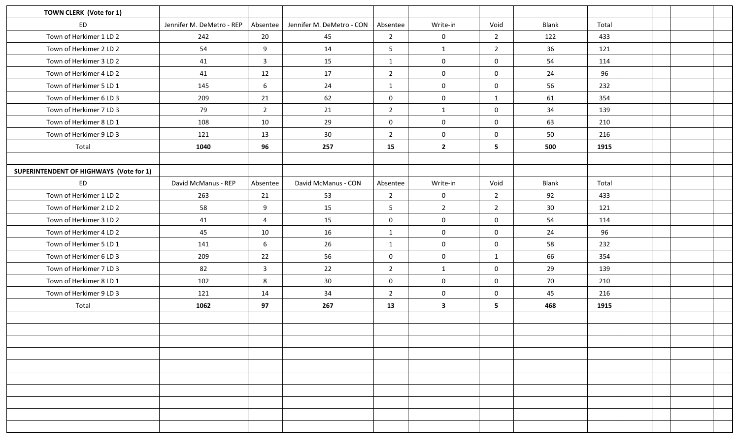**TOWN CLERK (Vote for 1)**

| ED | Jennifer M. DeMetro - REP | Absentee | Jennifer M. DeMetro - CON | Absentee | Write-in | Void | Blank | Total |
|---|---|---|---|---|---|---|---|---|
| Town of Herkimer 1 LD 2 | 242 | 20 | 45 | 2 | 0 | 2 | 122 | 433 |
| Town of Herkimer 2 LD 2 | 54 | 9 | 14 | 5 | 1 | 2 | 36 | 121 |
| Town of Herkimer 3 LD 2 | 41 | 3 | 15 | 1 | 0 | 0 | 54 | 114 |
| Town of Herkimer 4 LD 2 | 41 | 12 | 17 | 2 | 0 | 0 | 24 | 96 |
| Town of Herkimer 5 LD 1 | 145 | 6 | 24 | 1 | 0 | 0 | 56 | 232 |
| Town of Herkimer 6 LD 3 | 209 | 21 | 62 | 0 | 0 | 1 | 61 | 354 |
| Town of Herkimer 7 LD 3 | 79 | 2 | 21 | 2 | 1 | 0 | 34 | 139 |
| Town of Herkimer 8 LD 1 | 108 | 10 | 29 | 0 | 0 | 0 | 63 | 210 |
| Town of Herkimer 9 LD 3 | 121 | 13 | 30 | 2 | 0 | 0 | 50 | 216 |
| Total | **1040** | **96** | **257** | **15** | **2** | **5** | **500** | **1915** |

**SUPERINTENDENT OF HIGHWAYS (Vote for 1)**

| ED | David McManus - REP | Absentee | David McManus - CON | Absentee | Write-in | Void | Blank | Total |
|---|---|---|---|---|---|---|---|---|
| Town of Herkimer 1 LD 2 | 263 | 21 | 53 | 2 | 0 | 2 | 92 | 433 |
| Town of Herkimer 2 LD 2 | 58 | 9 | 15 | 5 | 2 | 2 | 30 | 121 |
| Town of Herkimer 3 LD 2 | 41 | 4 | 15 | 0 | 0 | 0 | 54 | 114 |
| Town of Herkimer 4 LD 2 | 45 | 10 | 16 | 1 | 0 | 0 | 24 | 96 |
| Town of Herkimer 5 LD 1 | 141 | 6 | 26 | 1 | 0 | 0 | 58 | 232 |
| Town of Herkimer 6 LD 3 | 209 | 22 | 56 | 0 | 0 | 1 | 66 | 354 |
| Town of Herkimer 7 LD 3 | 82 | 3 | 22 | 2 | 1 | 0 | 29 | 139 |
| Town of Herkimer 8 LD 1 | 102 | 8 | 30 | 0 | 0 | 0 | 70 | 210 |
| Town of Herkimer 9 LD 3 | 121 | 14 | 34 | 2 | 0 | 0 | 45 | 216 |
| Total | **1062** | **97** | **267** | **13** | **3** | **5** | **468** | **1915** |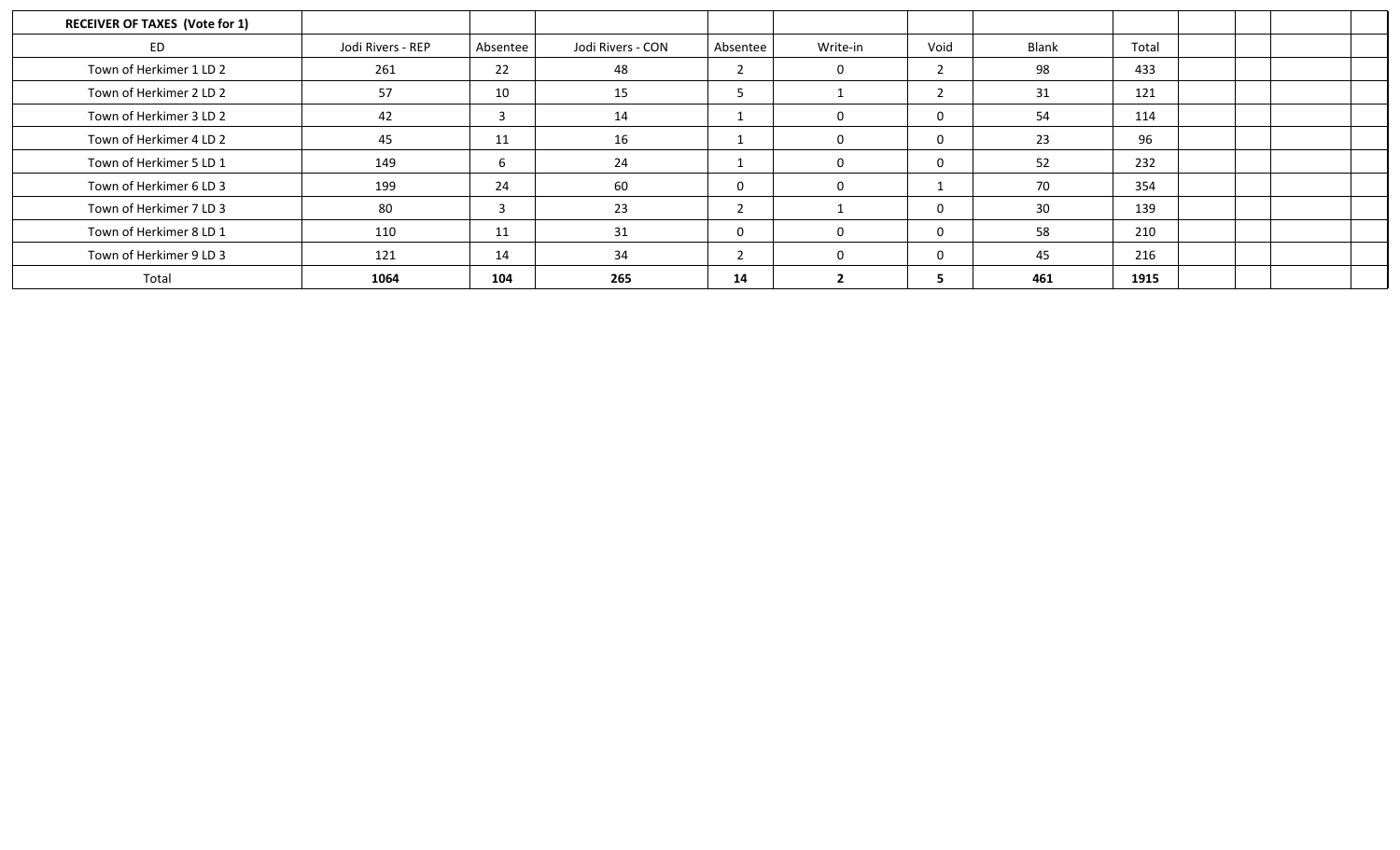| RECEIVER OF TAXES (Vote for 1) | | | | | | | | | | | | |
|---|---|---|---|---|---|---|---|---|---|---|---|---|
| ED | Jodi Rivers - REP | Absentee | Jodi Rivers - CON | Absentee | Write-in | Void | Blank | Total | | | | |
| Town of Herkimer 1 LD 2 | 261 | 22 | 48 | 2 | 0 | 2 | 98 | 433 | | | | |
| Town of Herkimer 2 LD 2 | 57 | 10 | 15 | 5 | 1 | 2 | 31 | 121 | | | | |
| Town of Herkimer 3 LD 2 | 42 | 3 | 14 | 1 | 0 | 0 | 54 | 114 | | | | |
| Town of Herkimer 4 LD 2 | 45 | 11 | 16 | 1 | 0 | 0 | 23 | 96 | | | | |
| Town of Herkimer 5 LD 1 | 149 | 6 | 24 | 1 | 0 | 0 | 52 | 232 | | | | |
| Town of Herkimer 6 LD 3 | 199 | 24 | 60 | 0 | 0 | 1 | 70 | 354 | | | | |
| Town of Herkimer 7 LD 3 | 80 | 3 | 23 | 2 | 1 | 0 | 30 | 139 | | | | |
| Town of Herkimer 8 LD 1 | 110 | 11 | 31 | 0 | 0 | 0 | 58 | 210 | | | | |
| Town of Herkimer 9 LD 3 | 121 | 14 | 34 | 2 | 0 | 0 | 45 | 216 | | | | |
| Total | **1064** | **104** | **265** | **14** | **2** | **5** | **461** | **1915** | | | | |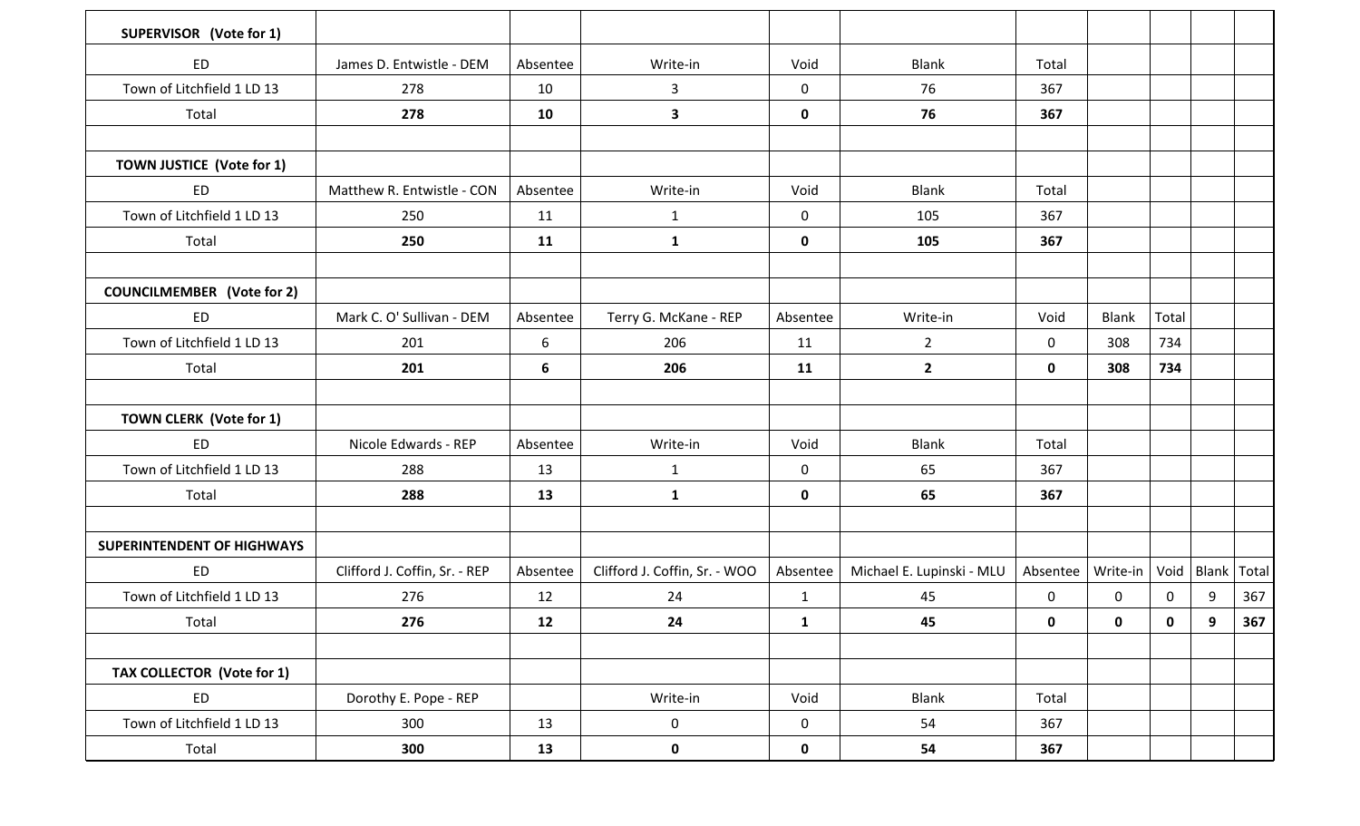| SUPERVISOR (Vote for 1) | | | | | | | | | | |
|---|---|---|---|---|---|---|---|---|---|---|
| ED | James D. Entwistle - DEM | Absentee | Write-in | Void | Blank | Total | | | | |
| Town of Litchfield 1 LD 13 | 278 | 10 | 3 | 0 | 76 | 367 | | | | |
| Total | **278** | **10** | **3** | **0** | **76** | **367** | | | | |
| | | | | | | | | | | |
| **TOWN JUSTICE (Vote for 1)** | | | | | | | | | | |
| ED | Matthew R. Entwistle - CON | Absentee | Write-in | Void | Blank | Total | | | | |
| Town of Litchfield 1 LD 13 | 250 | 11 | 1 | 0 | 105 | 367 | | | | |
| Total | **250** | **11** | **1** | **0** | **105** | **367** | | | | |
| | | | | | | | | | | |
| **COUNCILMEMBER (Vote for 2)** | | | | | | | | | | |
| ED | Mark C. O' Sullivan - DEM | Absentee | Terry G. McKane - REP | Absentee | Write-in | Void | Blank | Total | | |
| Town of Litchfield 1 LD 13 | 201 | 6 | 206 | 11 | 2 | 0 | 308 | 734 | | |
| Total | **201** | **6** | **206** | **11** | **2** | **0** | **308** | **734** | | |
| | | | | | | | | | | |
| **TOWN CLERK (Vote for 1)** | | | | | | | | | | |
| ED | Nicole Edwards - REP | Absentee | Write-in | Void | Blank | Total | | | | |
| Town of Litchfield 1 LD 13 | 288 | 13 | 1 | 0 | 65 | 367 | | | | |
| Total | **288** | **13** | **1** | **0** | **65** | **367** | | | | |
| | | | | | | | | | | |
| **SUPERINTENDENT OF HIGHWAYS** | | | | | | | | | | |
| ED | Clifford J. Coffin, Sr. - REP | Absentee | Clifford J. Coffin, Sr. - WOO | Absentee | Michael E. Lupinski - MLU | Absentee | Write-in | Void | Blank | Total |
| Town of Litchfield 1 LD 13 | 276 | 12 | 24 | 1 | 45 | 0 | 0 | 0 | 9 | 367 |
| Total | **276** | **12** | **24** | **1** | **45** | **0** | **0** | **0** | **9** | **367** |
| | | | | | | | | | | |
| **TAX COLLECTOR (Vote for 1)** | | | | | | | | | | |
| ED | Dorothy E. Pope - REP | | Write-in | Void | Blank | Total | | | | |
| Town of Litchfield 1 LD 13 | 300 | 13 | 0 | 0 | 54 | 367 | | | | |
| Total | **300** | **13** | **0** | **0** | **54** | **367** | | | | |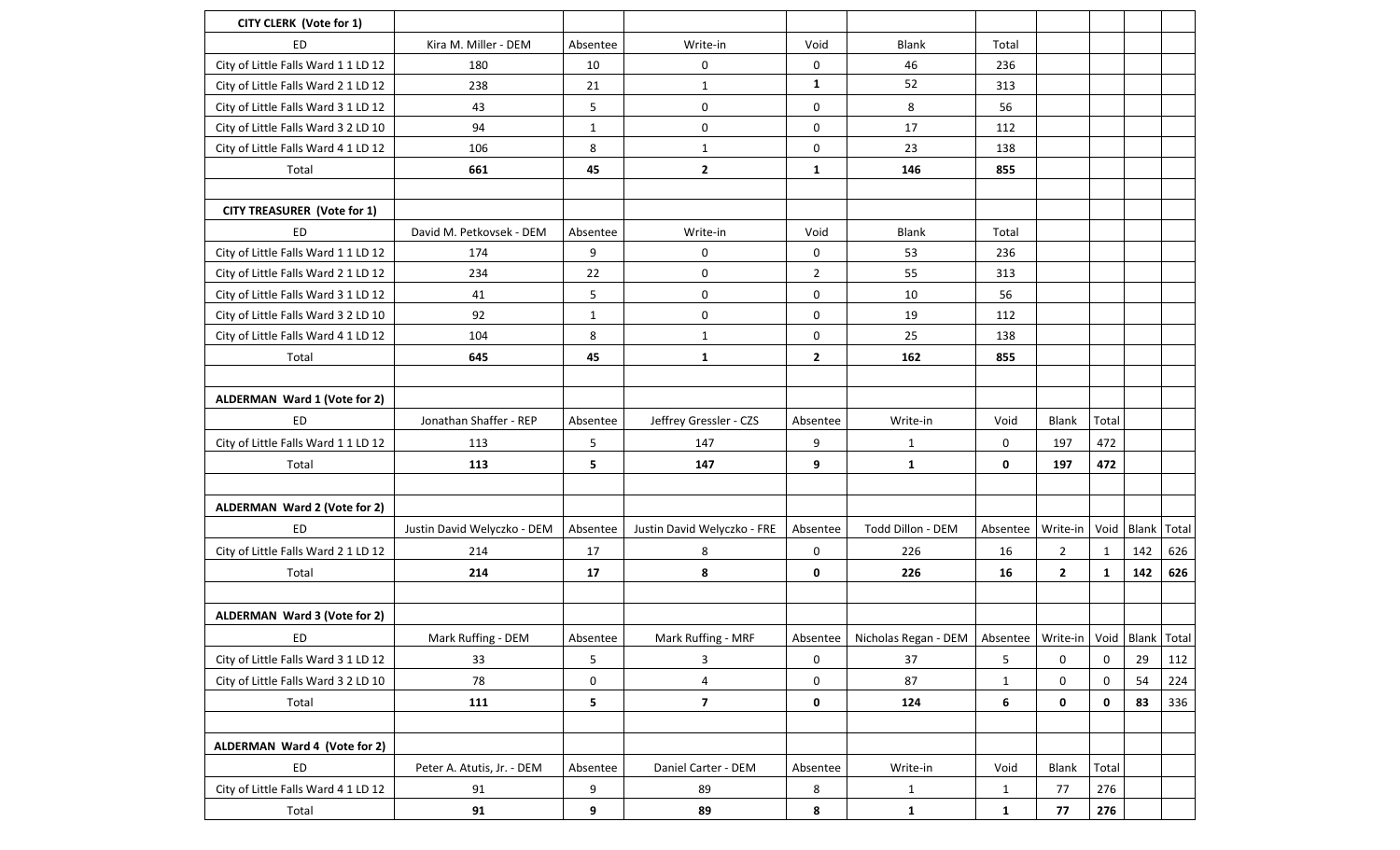| CITY CLERK (Vote for 1) | | | | | | | | | | |
|---|---|---|---|---|---|---|---|---|---|---|
| ED | Kira M. Miller - DEM | Absentee | Write-in | Void | Blank | Total | | | | |
| City of Little Falls Ward 1 1 LD 12 | 180 | 10 | 0 | 0 | 46 | 236 | | | | |
| City of Little Falls Ward 2 1 LD 12 | 238 | 21 | 1 | 1 | 52 | 313 | | | | |
| City of Little Falls Ward 3 1 LD 12 | 43 | 5 | 0 | 0 | 8 | 56 | | | | |
| City of Little Falls Ward 3 2 LD 10 | 94 | 1 | 0 | 0 | 17 | 112 | | | | |
| City of Little Falls Ward 4 1 LD 12 | 106 | 8 | 1 | 0 | 23 | 138 | | | | |
| Total | **661** | **45** | **2** | **1** | **146** | **855** | | | | |
| | | | | | | | | | | |
| **CITY TREASURER (Vote for 1)** | | | | | | | | | | |
| ED | David M. Petkovsek - DEM | Absentee | Write-in | Void | Blank | Total | | | | |
| City of Little Falls Ward 1 1 LD 12 | 174 | 9 | 0 | 0 | 53 | 236 | | | | |
| City of Little Falls Ward 2 1 LD 12 | 234 | 22 | 0 | 2 | 55 | 313 | | | | |
| City of Little Falls Ward 3 1 LD 12 | 41 | 5 | 0 | 0 | 10 | 56 | | | | |
| City of Little Falls Ward 3 2 LD 10 | 92 | 1 | 0 | 0 | 19 | 112 | | | | |
| City of Little Falls Ward 4 1 LD 12 | 104 | 8 | 1 | 0 | 25 | 138 | | | | |
| Total | **645** | **45** | **1** | **2** | **162** | **855** | | | | |
| | | | | | | | | | | |
| **ALDERMAN Ward 1 (Vote for 2)** | | | | | | | | | | |
| ED | Jonathan Shaffer - REP | Absentee | Jeffrey Gressler - CZS | Absentee | Write-in | Void | Blank | Total | | |
| City of Little Falls Ward 1 1 LD 12 | 113 | 5 | 147 | 9 | 1 | 0 | 197 | 472 | | |
| Total | **113** | **5** | **147** | **9** | **1** | **0** | **197** | **472** | | |
| | | | | | | | | | | |
| **ALDERMAN Ward 2 (Vote for 2)** | | | | | | | | | | |
| ED | Justin David Welyczko - DEM | Absentee | Justin David Welyczko - FRE | Absentee | Todd Dillon - DEM | Absentee | Write-in | Void | Blank | Total |
| City of Little Falls Ward 2 1 LD 12 | 214 | 17 | 8 | 0 | 226 | 16 | 2 | 1 | 142 | 626 |
| Total | **214** | **17** | **8** | **0** | **226** | **16** | **2** | **1** | **142** | **626** |
| | | | | | | | | | | |
| **ALDERMAN Ward 3 (Vote for 2)** | | | | | | | | | | |
| ED | Mark Ruffing - DEM | Absentee | Mark Ruffing - MRF | Absentee | Nicholas Regan - DEM | Absentee | Write-in | Void | Blank | Total |
| City of Little Falls Ward 3 1 LD 12 | 33 | 5 | 3 | 0 | 37 | 5 | 0 | 0 | 29 | 112 |
| City of Little Falls Ward 3 2 LD 10 | 78 | 0 | 4 | 0 | 87 | 1 | 0 | 0 | 54 | 224 |
| Total | **111** | **5** | **7** | **0** | **124** | **6** | **0** | **0** | **83** | 336 |
| | | | | | | | | | | |
| **ALDERMAN Ward 4 (Vote for 2)** | | | | | | | | | | |
| ED | Peter A. Atutis, Jr. - DEM | Absentee | Daniel Carter - DEM | Absentee | Write-in | Void | Blank | Total | | |
| City of Little Falls Ward 4 1 LD 12 | 91 | 9 | 89 | 8 | 1 | 1 | 77 | 276 | | |
| Total | **91** | **9** | **89** | **8** | **1** | **1** | **77** | **276** | | |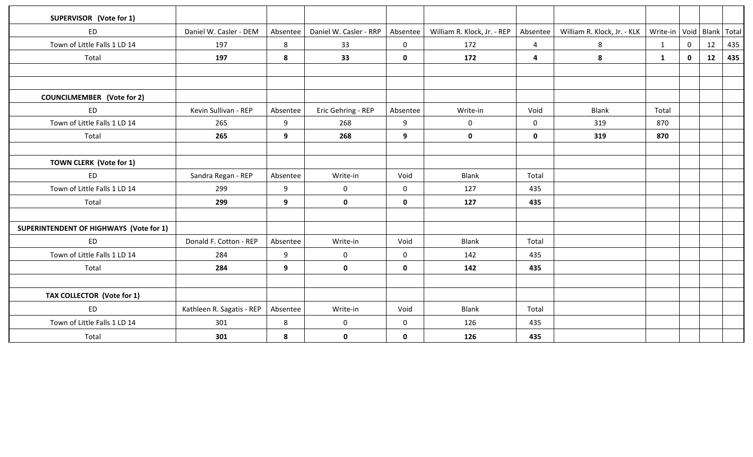| SUPERVISOR (Vote for 1) | | | | | | | | | | | |
|---|---|---|---|---|---|---|---|---|---|---|---|
| ED | Daniel W. Casler - DEM | Absentee | Daniel W. Casler - RRP | Absentee | William R. Klock, Jr. - REP | Absentee | William R. Klock, Jr. - KLK | Write-in | Void | Blank | Total |
| Town of Little Falls 1 LD 14 | 197 | 8 | 33 | 0 | 172 | 4 | 8 | 1 | 0 | 12 | 435 |
| Total | **197** | **8** | **33** | **0** | **172** | **4** | **8** | **1** | **0** | **12** | **435** |

| COUNCILMEMBER (Vote for 2) | | | | | | | | |
|---|---|---|---|---|---|---|---|---|
| ED | Kevin Sullivan - REP | Absentee | Eric Gehring - REP | Absentee | Write-in | Void | Blank | Total |
| Town of Little Falls 1 LD 14 | 265 | 9 | 268 | 9 | 0 | 0 | 319 | 870 |
| Total | **265** | **9** | **268** | **9** | **0** | **0** | **319** | **870** |

| TOWN CLERK (Vote for 1) | | | | | | |
|---|---|---|---|---|---|---|
| ED | Sandra Regan - REP | Absentee | Write-in | Void | Blank | Total |
| Town of Little Falls 1 LD 14 | 299 | 9 | 0 | 0 | 127 | 435 |
| Total | **299** | **9** | **0** | **0** | **127** | **435** |

| SUPERINTENDENT OF HIGHWAYS (Vote for 1) | | | | | | |
|---|---|---|---|---|---|---|
| ED | Donald F. Cotton - REP | Absentee | Write-in | Void | Blank | Total |
| Town of Little Falls 1 LD 14 | 284 | 9 | 0 | 0 | 142 | 435 |
| Total | **284** | **9** | **0** | **0** | **142** | **435** |

| TAX COLLECTOR (Vote for 1) | | | | | | |
|---|---|---|---|---|---|---|
| ED | Kathleen R. Sagatis - REP | Absentee | Write-in | Void | Blank | Total |
| Town of Little Falls 1 LD 14 | 301 | 8 | 0 | 0 | 126 | 435 |
| Total | **301** | **8** | **0** | **0** | **126** | **435** |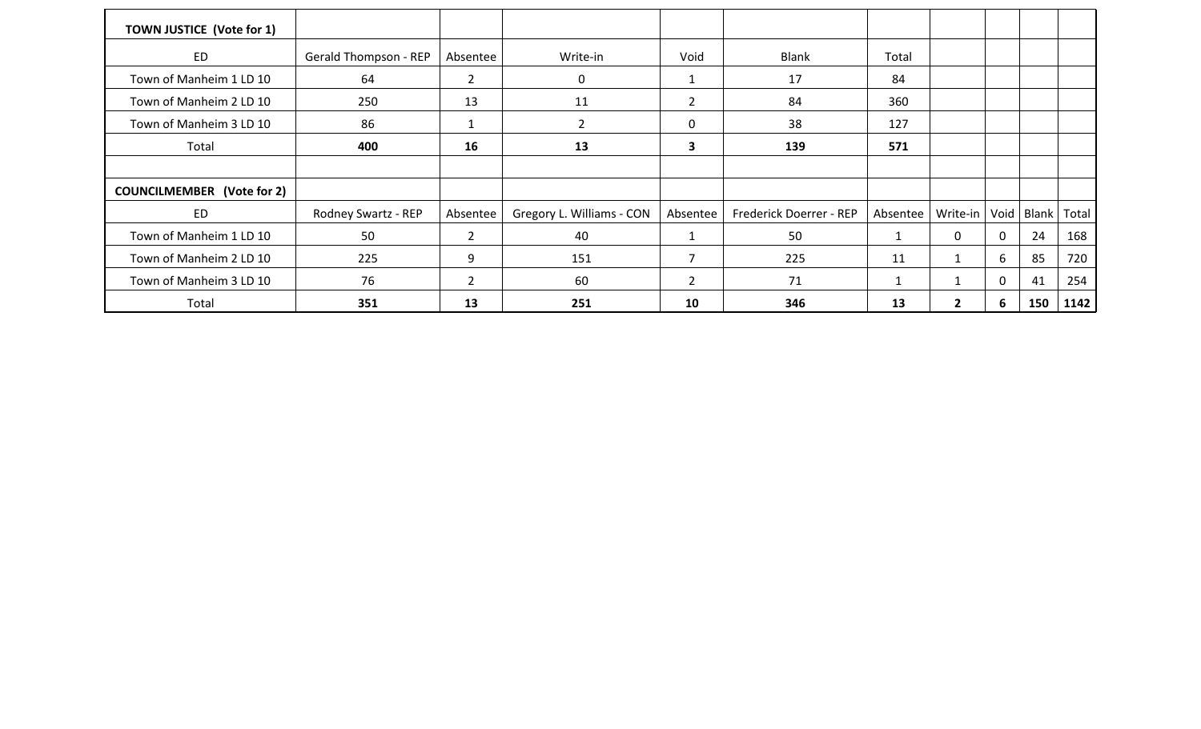| TOWN JUSTICE (Vote for 1) | | | | | | | | | | |
|---|---|---|---|---|---|---|---|---|---|---|
| ED | Gerald Thompson - REP | Absentee | Write-in | Void | Blank | Total | | | | |
| Town of Manheim 1 LD 10 | 64 | 2 | 0 | 1 | 17 | 84 | | | | |
| Town of Manheim 2 LD 10 | 250 | 13 | 11 | 2 | 84 | 360 | | | | |
| Town of Manheim 3 LD 10 | 86 | 1 | 2 | 0 | 38 | 127 | | | | |
| Total | **400** | **16** | **13** | **3** | **139** | **571** | | | | |
| | | | | | | | | | | |
| **COUNCILMEMBER (Vote for 2)** | | | | | | | | | | |
| ED | Rodney Swartz - REP | Absentee | Gregory L. Williams - CON | Absentee | Frederick Doerrer - REP | Absentee | Write-in | Void | Blank | Total |
| Town of Manheim 1 LD 10 | 50 | 2 | 40 | 1 | 50 | 1 | 0 | 0 | 24 | 168 |
| Town of Manheim 2 LD 10 | 225 | 9 | 151 | 7 | 225 | 11 | 1 | 6 | 85 | 720 |
| Town of Manheim 3 LD 10 | 76 | 2 | 60 | 2 | 71 | 1 | 1 | 0 | 41 | 254 |
| Total | **351** | **13** | **251** | **10** | **346** | **13** | **2** | **6** | **150** | **1142** |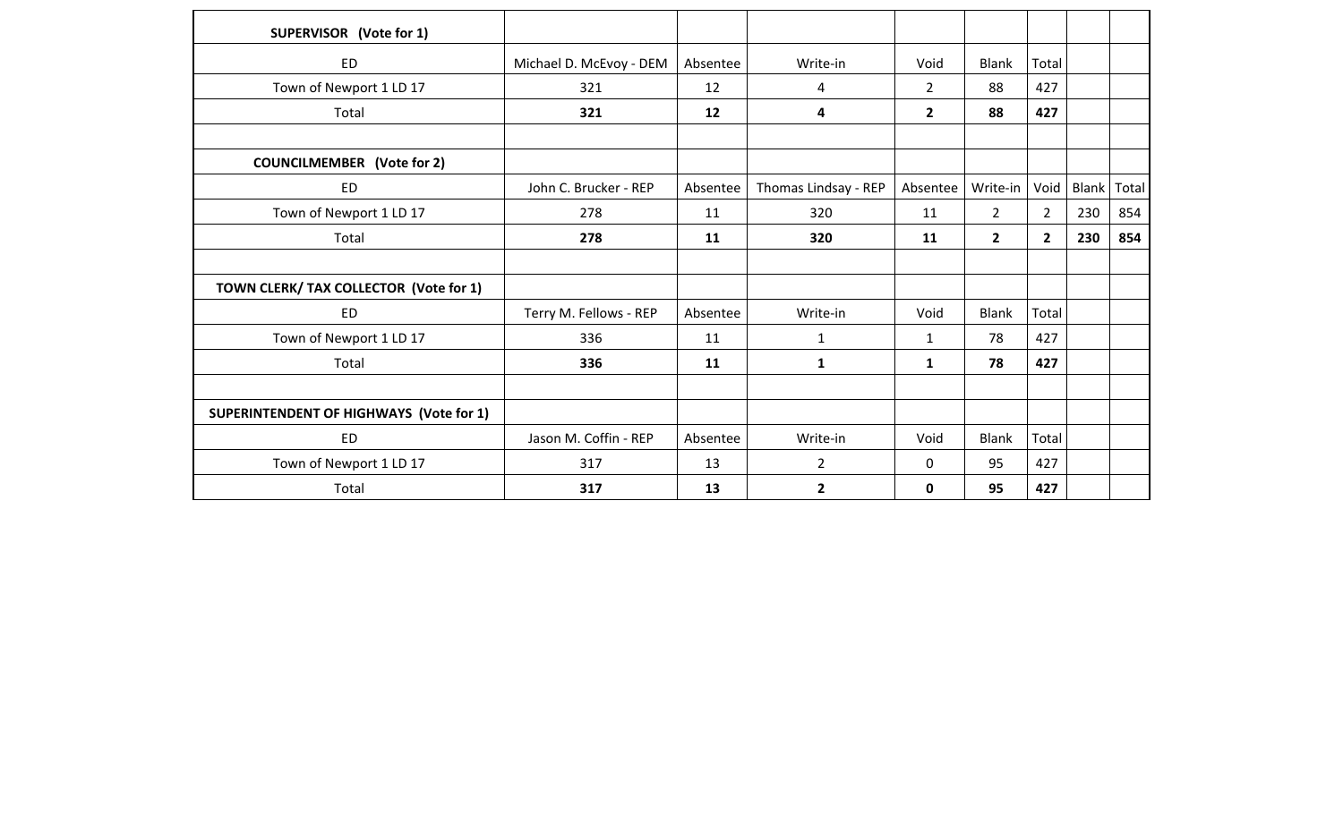| SUPERVISOR (Vote for 1) | | | | | | | | |
|---|---|---|---|---|---|---|---|---|
| ED | Michael D. McEvoy - DEM | Absentee | Write-in | Void | Blank | Total | | |
| Town of Newport 1 LD 17 | 321 | 12 | 4 | 2 | 88 | 427 | | |
| Total | **321** | **12** | **4** | **2** | **88** | **427** | | |
| | | | | | | | | |
| **COUNCILMEMBER (Vote for 2)** | | | | | | | | |
| ED | John C. Brucker - REP | Absentee | Thomas Lindsay - REP | Absentee | Write-in | Void | Blank | Total |
| Town of Newport 1 LD 17 | 278 | 11 | 320 | 11 | 2 | 2 | 230 | 854 |
| Total | **278** | **11** | **320** | **11** | **2** | **2** | **230** | **854** |
| | | | | | | | | |
| **TOWN CLERK/ TAX COLLECTOR (Vote for 1)** | | | | | | | | |
| ED | Terry M. Fellows - REP | Absentee | Write-in | Void | Blank | Total | | |
| Town of Newport 1 LD 17 | 336 | 11 | 1 | 1 | 78 | 427 | | |
| Total | **336** | **11** | **1** | **1** | **78** | **427** | | |
| | | | | | | | | |
| **SUPERINTENDENT OF HIGHWAYS (Vote for 1)** | | | | | | | | |
| ED | Jason M. Coffin - REP | Absentee | Write-in | Void | Blank | Total | | |
| Town of Newport 1 LD 17 | 317 | 13 | 2 | 0 | 95 | 427 | | |
| Total | **317** | **13** | **2** | **0** | **95** | **427** | | |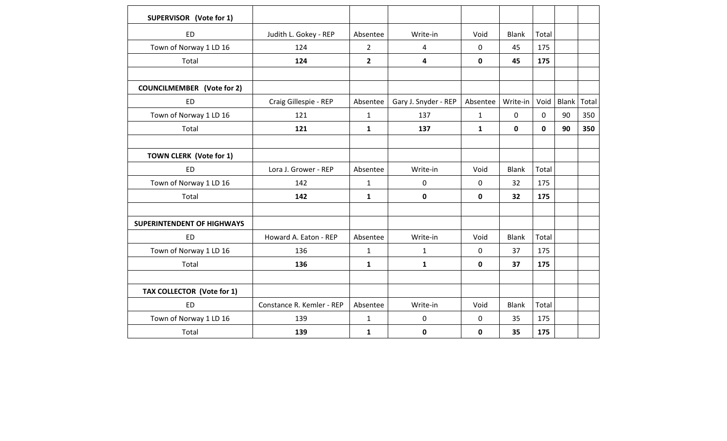| | | | | | | | | |
|---|---|---|---|---|---|---|---|---|
| **SUPERVISOR (Vote for 1)** | | | | | | | | |
| ED | Judith L. Gokey - REP | Absentee | Write-in | Void | Blank | Total | | |
| Town of Norway 1 LD 16 | 124 | 2 | 4 | 0 | 45 | 175 | | |
| Total | **124** | **2** | **4** | **0** | **45** | **175** | | |
| | | | | | | | | |
| **COUNCILMEMBER (Vote for 2)** | | | | | | | | |
| ED | Craig Gillespie - REP | Absentee | Gary J. Snyder - REP | Absentee | Write-in | Void | Blank | Total |
| Town of Norway 1 LD 16 | 121 | 1 | 137 | 1 | 0 | 0 | 90 | 350 |
| Total | **121** | **1** | **137** | **1** | **0** | **0** | **90** | **350** |
| | | | | | | | | |
| **TOWN CLERK (Vote for 1)** | | | | | | | | |
| ED | Lora J. Grower - REP | Absentee | Write-in | Void | Blank | Total | | |
| Town of Norway 1 LD 16 | 142 | 1 | 0 | 0 | 32 | 175 | | |
| Total | **142** | **1** | **0** | **0** | **32** | **175** | | |
| | | | | | | | | |
| **SUPERINTENDENT OF HIGHWAYS** | | | | | | | | |
| ED | Howard A. Eaton - REP | Absentee | Write-in | Void | Blank | Total | | |
| Town of Norway 1 LD 16 | 136 | 1 | 1 | 0 | 37 | 175 | | |
| Total | **136** | **1** | **1** | **0** | **37** | **175** | | |
| | | | | | | | | |
| **TAX COLLECTOR (Vote for 1)** | | | | | | | | |
| ED | Constance R. Kemler - REP | Absentee | Write-in | Void | Blank | Total | | |
| Town of Norway 1 LD 16 | 139 | 1 | 0 | 0 | 35 | 175 | | |
| Total | **139** | **1** | **0** | **0** | **35** | **175** | | |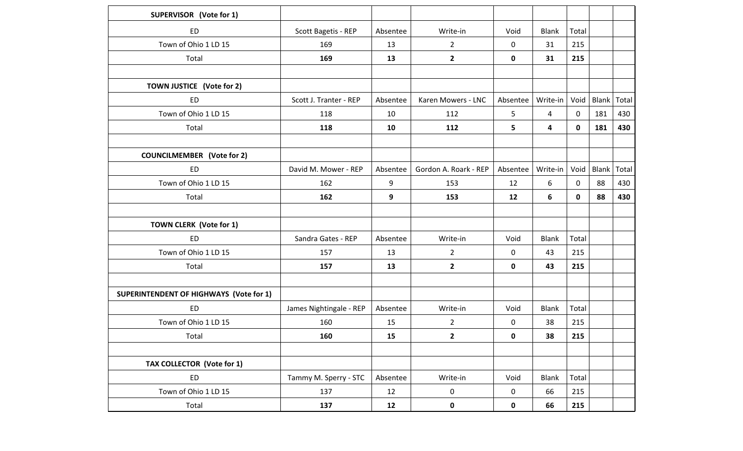| SUPERVISOR (Vote for 1) | | | | | | | | |
|---|---|---|---|---|---|---|---|---|
| ED | Scott Bagetis - REP | Absentee | Write-in | Void | Blank | Total | | |
| Town of Ohio 1 LD 15 | 169 | 13 | 2 | 0 | 31 | 215 | | |
| Total | **169** | **13** | **2** | **0** | **31** | **215** | | |
| | | | | | | | | |
| **TOWN JUSTICE (Vote for 2)** | | | | | | | | |
| ED | Scott J. Tranter - REP | Absentee | Karen Mowers - LNC | Absentee | Write-in | Void | Blank | Total |
| Town of Ohio 1 LD 15 | 118 | 10 | 112 | 5 | 4 | 0 | 181 | 430 |
| Total | **118** | **10** | **112** | **5** | **4** | **0** | **181** | **430** |
| | | | | | | | | |
| **COUNCILMEMBER (Vote for 2)** | | | | | | | | |
| ED | David M. Mower - REP | Absentee | Gordon A. Roark - REP | Absentee | Write-in | Void | Blank | Total |
| Town of Ohio 1 LD 15 | 162 | 9 | 153 | 12 | 6 | 0 | 88 | 430 |
| Total | **162** | **9** | **153** | **12** | **6** | **0** | **88** | **430** |
| | | | | | | | | |
| **TOWN CLERK (Vote for 1)** | | | | | | | | |
| ED | Sandra Gates - REP | Absentee | Write-in | Void | Blank | Total | | |
| Town of Ohio 1 LD 15 | 157 | 13 | 2 | 0 | 43 | 215 | | |
| Total | **157** | **13** | **2** | **0** | **43** | **215** | | |
| | | | | | | | | |
| **SUPERINTENDENT OF HIGHWAYS (Vote for 1)** | | | | | | | | |
| ED | James Nightingale - REP | Absentee | Write-in | Void | Blank | Total | | |
| Town of Ohio 1 LD 15 | 160 | 15 | 2 | 0 | 38 | 215 | | |
| Total | **160** | **15** | **2** | **0** | **38** | **215** | | |
| | | | | | | | | |
| **TAX COLLECTOR (Vote for 1)** | | | | | | | | |
| ED | Tammy M. Sperry - STC | Absentee | Write-in | Void | Blank | Total | | |
| Town of Ohio 1 LD 15 | 137 | 12 | 0 | 0 | 66 | 215 | | |
| Total | **137** | **12** | **0** | **0** | **66** | **215** | | |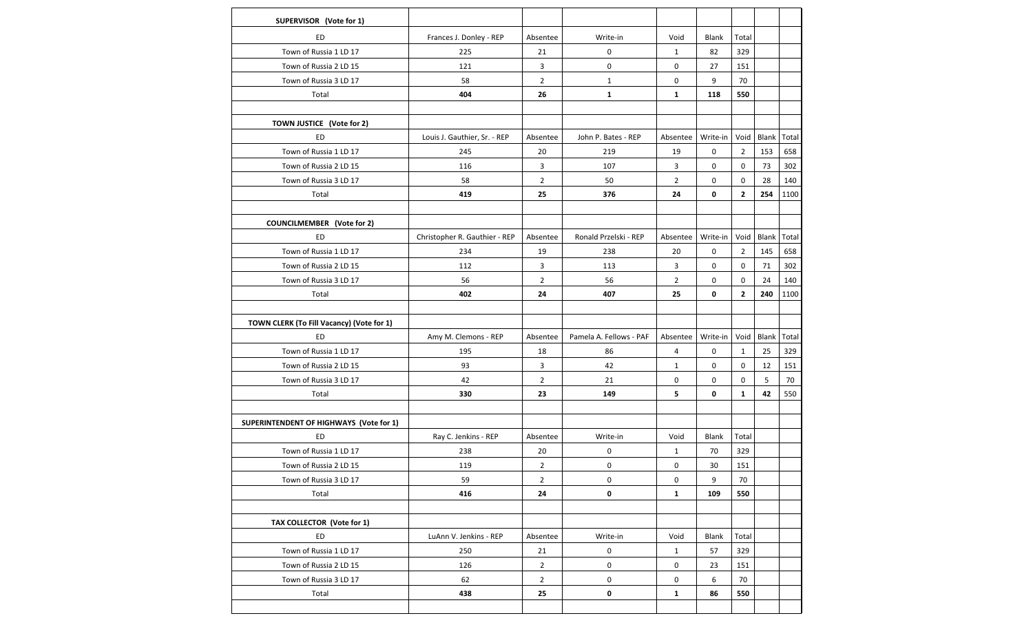| | | | | | | | | |
|---|---|---|---|---|---|---|---|---|
| **SUPERVISOR (Vote for 1)** | | | | | | | | |
| ED | Frances J. Donley - REP | Absentee | Write-in | Void | Blank | Total | | |
| Town of Russia 1 LD 17 | 225 | 21 | 0 | 1 | 82 | 329 | | |
| Town of Russia 2 LD 15 | 121 | 3 | 0 | 0 | 27 | 151 | | |
| Town of Russia 3 LD 17 | 58 | 2 | 1 | 0 | 9 | 70 | | |
| Total | **404** | **26** | **1** | **1** | **118** | **550** | | |
| | | | | | | | | |
| **TOWN JUSTICE (Vote for 2)** | | | | | | | | |
| ED | Louis J. Gauthier, Sr. - REP | Absentee | John P. Bates - REP | Absentee | Write-in | Void | Blank | Total |
| Town of Russia 1 LD 17 | 245 | 20 | 219 | 19 | 0 | 2 | 153 | 658 |
| Town of Russia 2 LD 15 | 116 | 3 | 107 | 3 | 0 | 0 | 73 | 302 |
| Town of Russia 3 LD 17 | 58 | 2 | 50 | 2 | 0 | 0 | 28 | 140 |
| Total | **419** | **25** | **376** | **24** | **0** | **2** | **254** | 1100 |
| | | | | | | | | |
| **COUNCILMEMBER (Vote for 2)** | | | | | | | | |
| ED | Christopher R. Gauthier - REP | Absentee | Ronald Przelski - REP | Absentee | Write-in | Void | Blank | Total |
| Town of Russia 1 LD 17 | 234 | 19 | 238 | 20 | 0 | 2 | 145 | 658 |
| Town of Russia 2 LD 15 | 112 | 3 | 113 | 3 | 0 | 0 | 71 | 302 |
| Town of Russia 3 LD 17 | 56 | 2 | 56 | 2 | 0 | 0 | 24 | 140 |
| Total | **402** | **24** | **407** | **25** | **0** | **2** | **240** | 1100 |
| | | | | | | | | |
| **TOWN CLERK (To Fill Vacancy) (Vote for 1)** | | | | | | | | |
| ED | Amy M. Clemons - REP | Absentee | Pamela A. Fellows - PAF | Absentee | Write-in | Void | Blank | Total |
| Town of Russia 1 LD 17 | 195 | 18 | 86 | 4 | 0 | 1 | 25 | 329 |
| Town of Russia 2 LD 15 | 93 | 3 | 42 | 1 | 0 | 0 | 12 | 151 |
| Town of Russia 3 LD 17 | 42 | 2 | 21 | 0 | 0 | 0 | 5 | 70 |
| Total | **330** | **23** | **149** | **5** | **0** | **1** | **42** | 550 |
| | | | | | | | | |
| **SUPERINTENDENT OF HIGHWAYS (Vote for 1)** | | | | | | | | |
| ED | Ray C. Jenkins - REP | Absentee | Write-in | Void | Blank | Total | | |
| Town of Russia 1 LD 17 | 238 | 20 | 0 | 1 | 70 | 329 | | |
| Town of Russia 2 LD 15 | 119 | 2 | 0 | 0 | 30 | 151 | | |
| Town of Russia 3 LD 17 | 59 | 2 | 0 | 0 | 9 | 70 | | |
| Total | **416** | **24** | **0** | **1** | **109** | **550** | | |
| | | | | | | | | |
| **TAX COLLECTOR (Vote for 1)** | | | | | | | | |
| ED | LuAnn V. Jenkins - REP | Absentee | Write-in | Void | Blank | Total | | |
| Town of Russia 1 LD 17 | 250 | 21 | 0 | 1 | 57 | 329 | | |
| Town of Russia 2 LD 15 | 126 | 2 | 0 | 0 | 23 | 151 | | |
| Town of Russia 3 LD 17 | 62 | 2 | 0 | 0 | 6 | 70 | | |
| Total | **438** | **25** | **0** | **1** | **86** | **550** | | |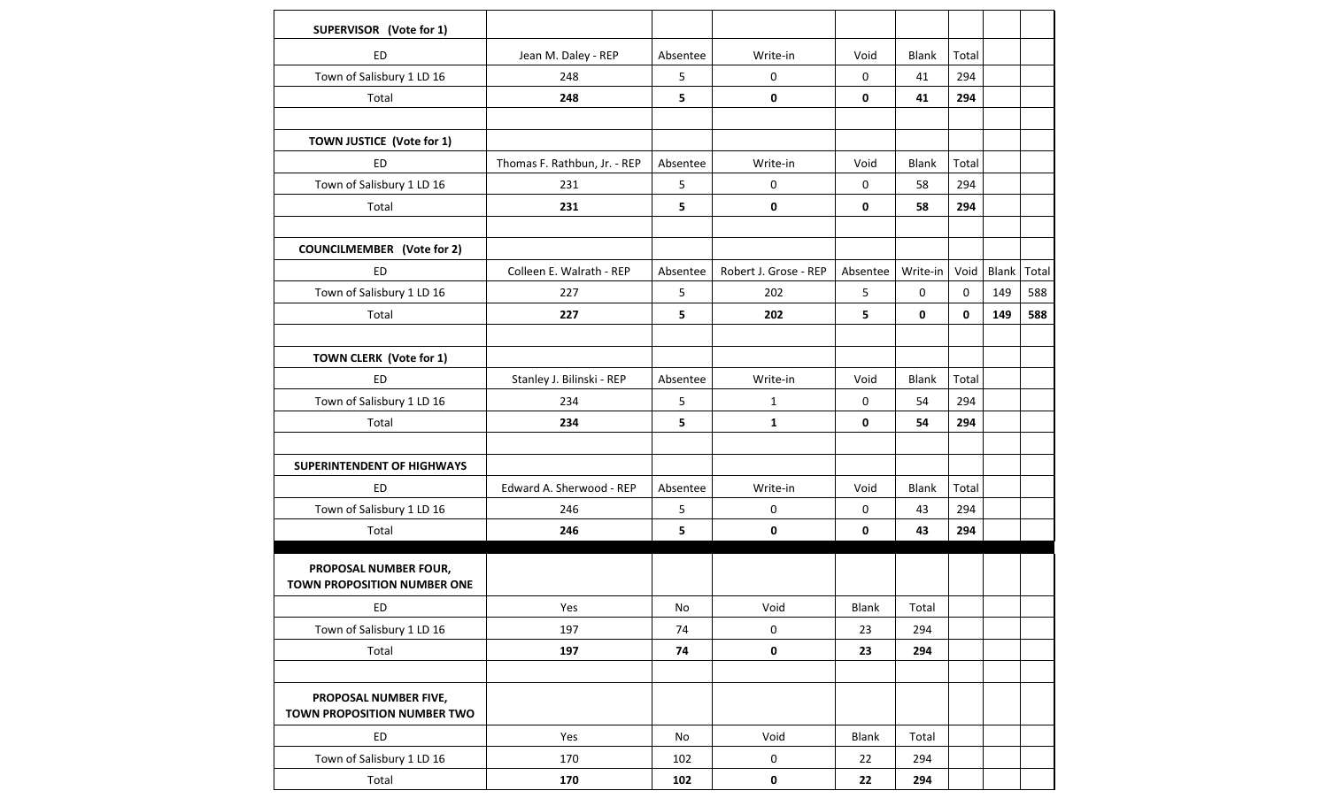| SUPERVISOR (Vote for 1) | | | | | | |
|---|---|---|---|---|---|---|
| ED | Jean M. Daley - REP | Absentee | Write-in | Void | Blank | Total |
| Town of Salisbury 1 LD 16 | 248 | 5 | 0 | 0 | 41 | 294 |
| Total | **248** | **5** | **0** | **0** | **41** | **294** |

| TOWN JUSTICE (Vote for 1) | | | | | | |
|---|---|---|---|---|---|---|
| ED | Thomas F. Rathbun, Jr. - REP | Absentee | Write-in | Void | Blank | Total |
| Town of Salisbury 1 LD 16 | 231 | 5 | 0 | 0 | 58 | 294 |
| Total | **231** | **5** | **0** | **0** | **58** | **294** |

| COUNCILMEMBER (Vote for 2) | | | | | | | | |
|---|---|---|---|---|---|---|---|---|
| ED | Colleen E. Walrath - REP | Absentee | Robert J. Grose - REP | Absentee | Write-in | Void | Blank | Total |
| Town of Salisbury 1 LD 16 | 227 | 5 | 202 | 5 | 0 | 0 | 149 | 588 |
| Total | **227** | **5** | **202** | **5** | **0** | **0** | **149** | **588** |

| TOWN CLERK (Vote for 1) | | | | | | |
|---|---|---|---|---|---|---|
| ED | Stanley J. Bilinski - REP | Absentee | Write-in | Void | Blank | Total |
| Town of Salisbury 1 LD 16 | 234 | 5 | 1 | 0 | 54 | 294 |
| Total | **234** | **5** | **1** | **0** | **54** | **294** |

| SUPERINTENDENT OF HIGHWAYS | | | | | | |
|---|---|---|---|---|---|---|
| ED | Edward A. Sherwood - REP | Absentee | Write-in | Void | Blank | Total |
| Town of Salisbury 1 LD 16 | 246 | 5 | 0 | 0 | 43 | 294 |
| Total | **246** | **5** | **0** | **0** | **43** | **294** |

| PROPOSAL NUMBER FOUR, TOWN PROPOSITION NUMBER ONE | | | | | |
|---|---|---|---|---|---|
| ED | Yes | No | Void | Blank | Total |
| Town of Salisbury 1 LD 16 | 197 | 74 | 0 | 23 | 294 |
| Total | **197** | **74** | **0** | **23** | **294** |

| PROPOSAL NUMBER FIVE, TOWN PROPOSITION NUMBER TWO | | | | | |
|---|---|---|---|---|---|
| ED | Yes | No | Void | Blank | Total |
| Town of Salisbury 1 LD 16 | 170 | 102 | 0 | 22 | 294 |
| Total | **170** | **102** | **0** | **22** | **294** |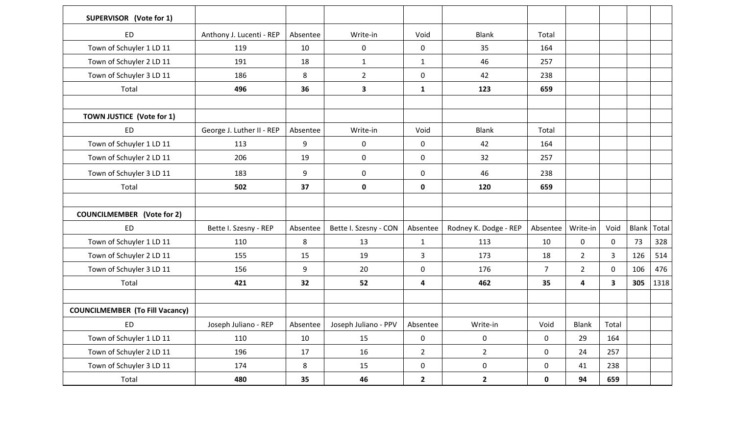| SUPERVISOR (Vote for 1) | | | | | | | | | | |
|---|---|---|---|---|---|---|---|---|---|---|
| ED | Anthony J. Lucenti - REP | Absentee | Write-in | Void | Blank | Total | | | | |
| Town of Schuyler 1 LD 11 | 119 | 10 | 0 | 0 | 35 | 164 | | | | |
| Town of Schuyler 2 LD 11 | 191 | 18 | 1 | 1 | 46 | 257 | | | | |
| Town of Schuyler 3 LD 11 | 186 | 8 | 2 | 0 | 42 | 238 | | | | |
| Total | **496** | **36** | **3** | **1** | **123** | **659** | | | | |
| | | | | | | | | | | |
| **TOWN JUSTICE (Vote for 1)** | | | | | | | | | | |
| ED | George J. Luther II - REP | Absentee | Write-in | Void | Blank | Total | | | | |
| Town of Schuyler 1 LD 11 | 113 | 9 | 0 | 0 | 42 | 164 | | | | |
| Town of Schuyler 2 LD 11 | 206 | 19 | 0 | 0 | 32 | 257 | | | | |
| Town of Schuyler 3 LD 11 | 183 | 9 | 0 | 0 | 46 | 238 | | | | |
| Total | **502** | **37** | **0** | **0** | **120** | **659** | | | | |
| | | | | | | | | | | |
| **COUNCILMEMBER (Vote for 2)** | | | | | | | | | | |
| ED | Bette I. Szesny - REP | Absentee | Bette I. Szesny - CON | Absentee | Rodney K. Dodge - REP | Absentee | Write-in | Void | Blank | Total |
| Town of Schuyler 1 LD 11 | 110 | 8 | 13 | 1 | 113 | 10 | 0 | 0 | 73 | 328 |
| Town of Schuyler 2 LD 11 | 155 | 15 | 19 | 3 | 173 | 18 | 2 | 3 | 126 | 514 |
| Town of Schuyler 3 LD 11 | 156 | 9 | 20 | 0 | 176 | 7 | 2 | 0 | 106 | 476 |
| Total | **421** | **32** | **52** | **4** | **462** | **35** | **4** | **3** | **305** | 1318 |
| | | | | | | | | | | |
| **COUNCILMEMBER (To Fill Vacancy)** | | | | | | | | | | |
| ED | Joseph Juliano - REP | Absentee | Joseph Juliano - PPV | Absentee | Write-in | Void | Blank | Total | | |
| Town of Schuyler 1 LD 11 | 110 | 10 | 15 | 0 | 0 | 0 | 29 | 164 | | |
| Town of Schuyler 2 LD 11 | 196 | 17 | 16 | 2 | 2 | 0 | 24 | 257 | | |
| Town of Schuyler 3 LD 11 | 174 | 8 | 15 | 0 | 0 | 0 | 41 | 238 | | |
| Total | **480** | **35** | **46** | **2** | **2** | **0** | **94** | **659** | | |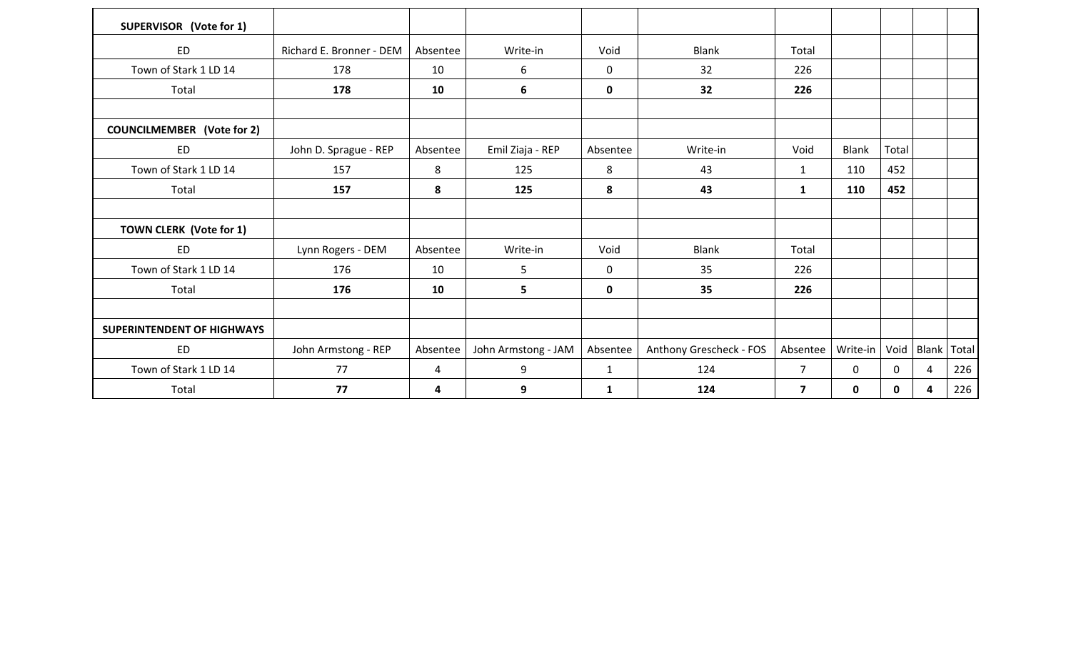| | | | | | | | | | | |
|---|---|---|---|---|---|---|---|---|---|---|
| **SUPERVISOR (Vote for 1)** | | | | | | | | | | |
| ED | Richard E. Bronner - DEM | Absentee | Write-in | Void | Blank | Total | | | | |
| Town of Stark 1 LD 14 | 178 | 10 | 6 | 0 | 32 | 226 | | | | |
| Total | **178** | **10** | **6** | **0** | **32** | **226** | | | | |
| | | | | | | | | | | |
| **COUNCILMEMBER (Vote for 2)** | | | | | | | | | | |
| ED | John D. Sprague - REP | Absentee | Emil Ziaja - REP | Absentee | Write-in | Void | Blank | Total | | |
| Town of Stark 1 LD 14 | 157 | 8 | 125 | 8 | 43 | 1 | 110 | 452 | | |
| Total | **157** | **8** | **125** | **8** | **43** | **1** | **110** | **452** | | |
| | | | | | | | | | | |
| **TOWN CLERK (Vote for 1)** | | | | | | | | | | |
| ED | Lynn Rogers - DEM | Absentee | Write-in | Void | Blank | Total | | | | |
| Town of Stark 1 LD 14 | 176 | 10 | 5 | 0 | 35 | 226 | | | | |
| Total | **176** | **10** | **5** | **0** | **35** | **226** | | | | |
| | | | | | | | | | | |
| **SUPERINTENDENT OF HIGHWAYS** | | | | | | | | | | |
| ED | John Armstong - REP | Absentee | John Armstong - JAM | Absentee | Anthony Grescheck - FOS | Absentee | Write-in | Void | Blank | Total |
| Town of Stark 1 LD 14 | 77 | 4 | 9 | 1 | 124 | 7 | 0 | 0 | 4 | 226 |
| Total | **77** | **4** | **9** | **1** | **124** | **7** | **0** | **0** | **4** | 226 |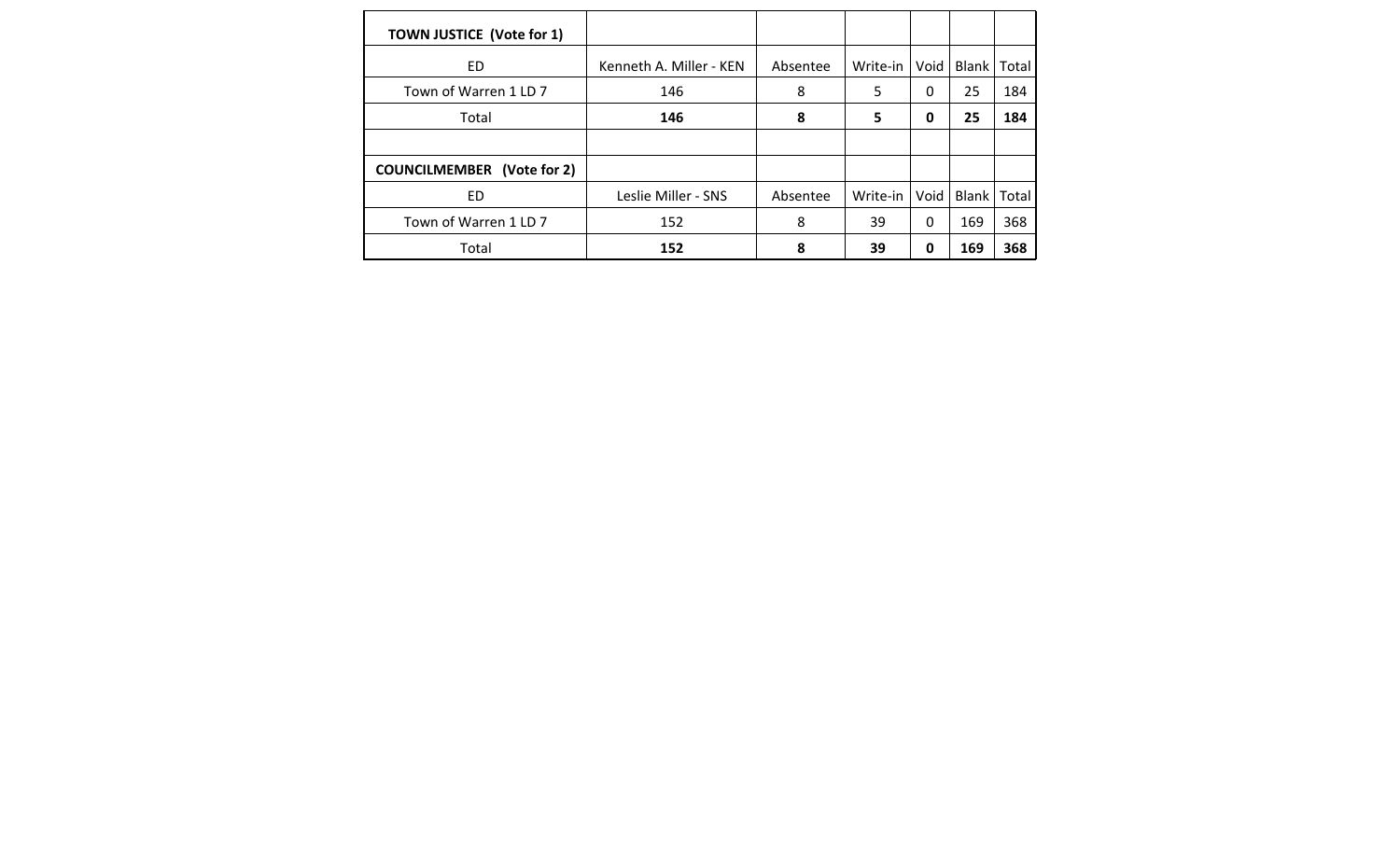| TOWN JUSTICE (Vote for 1) | | | | | | |
|---|---|---|---|---|---|---|
| ED | Kenneth A. Miller - KEN | Absentee | Write-in | Void | Blank | Total |
| Town of Warren 1 LD 7 | 146 | 8 | 5 | 0 | 25 | 184 |
| Total | **146** | **8** | **5** | **0** | **25** | **184** |

| COUNCILMEMBER (Vote for 2) | | | | | | |
|---|---|---|---|---|---|---|
| ED | Leslie Miller - SNS | Absentee | Write-in | Void | Blank | Total |
| Town of Warren 1 LD 7 | 152 | 8 | 39 | 0 | 169 | 368 |
| Total | **152** | **8** | **39** | **0** | **169** | **368** |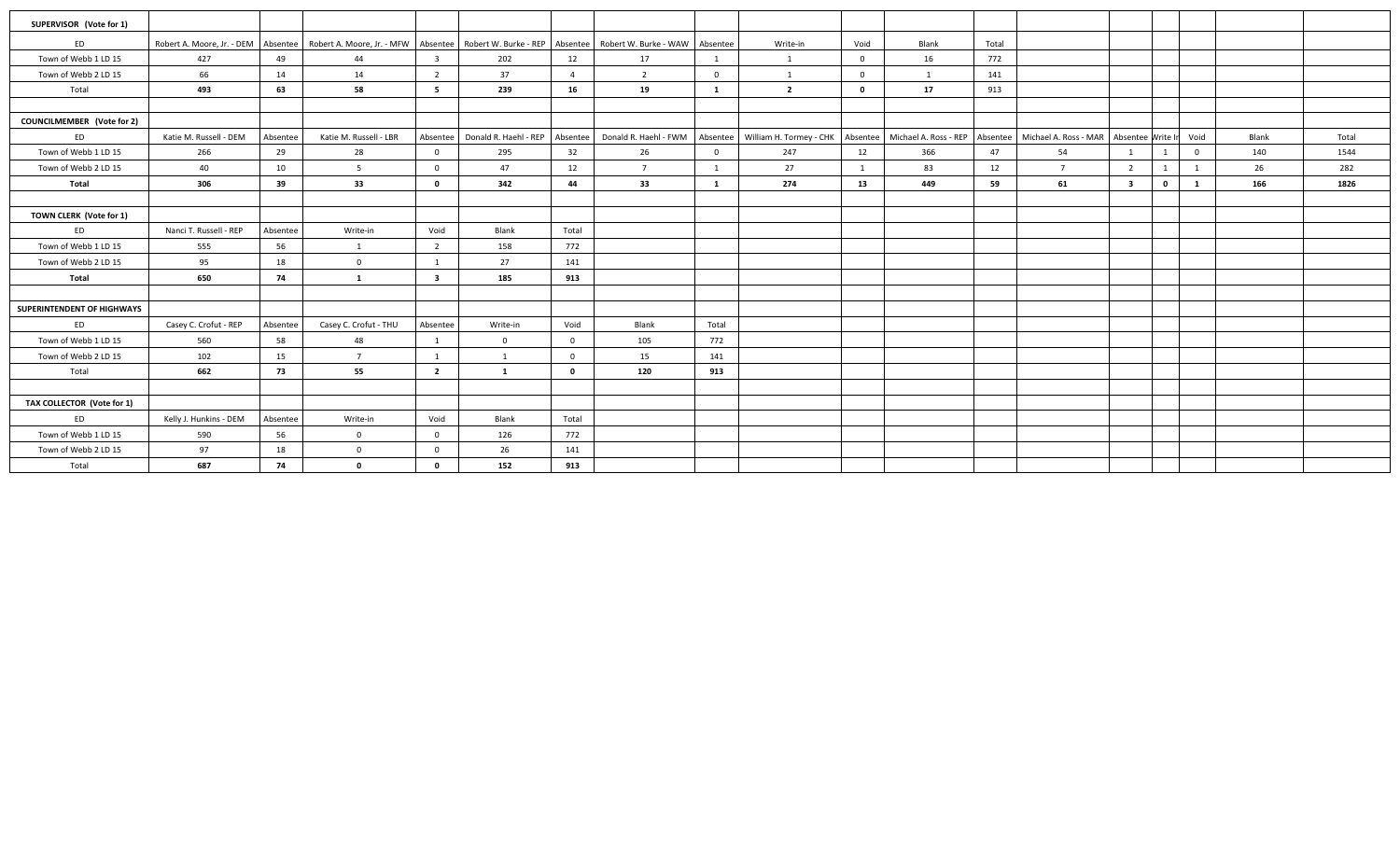| SUPERVISOR (Vote for 1) | | | | | | | | | | | | |
|---|---|---|---|---|---|---|---|---|---|---|---|---|
| ED | Robert A. Moore, Jr. - DEM | Absentee | Robert A. Moore, Jr. - MFW | Absentee | Robert W. Burke - REP | Absentee | Robert W. Burke - WAW | Absentee | Write-in | Void | Blank | Total |
| Town of Webb 1 LD 15 | 427 | 49 | 44 | 3 | 202 | 12 | 17 | 1 | 1 | 0 | 16 | 772 |
| Town of Webb 2 LD 15 | 66 | 14 | 14 | 2 | 37 | 4 | 2 | 0 | 1 | 0 | 1 | 141 |
| Total | **493** | **63** | **58** | **5** | **239** | **16** | **19** | **1** | **2** | **0** | **17** | 913 |

| COUNCILMEMBER (Vote for 2) | | | | | | | | | | | | | | | | | | |
|---|---|---|---|---|---|---|---|---|---|---|---|---|---|---|---|---|---|---|
| ED | Katie M. Russell - DEM | Absentee | Katie M. Russell - LBR | Absentee | Donald R. Haehl - REP | Absentee | Donald R. Haehl - FWM | Absentee | William H. Tormey - CHK | Absentee | Michael A. Ross - REP | Absentee | Michael A. Ross - MAR | Absentee | Write In | Void | Blank | Total |
| Town of Webb 1 LD 15 | 266 | 29 | 28 | 0 | 295 | 32 | 26 | 0 | 247 | 12 | 366 | 47 | 54 | 1 | 1 | 0 | 140 | 1544 |
| Town of Webb 2 LD 15 | 40 | 10 | 5 | 0 | 47 | 12 | 7 | 1 | 27 | 1 | 83 | 12 | 7 | 2 | 1 | 1 | 26 | 282 |
| **Total** | **306** | **39** | **33** | **0** | **342** | **44** | **33** | **1** | **274** | **13** | **449** | **59** | **61** | **3** | **0** | **1** | **166** | **1826** |

| TOWN CLERK (Vote for 1) | | | | | |
|---|---|---|---|---|---|
| ED | Nanci T. Russell - REP | Absentee | Write-in | Void | Blank | Total |
| Town of Webb 1 LD 15 | 555 | 56 | 1 | 2 | 158 | 772 |
| Town of Webb 2 LD 15 | 95 | 18 | 0 | 1 | 27 | 141 |
| **Total** | **650** | **74** | **1** | **3** | **185** | **913** |

| SUPERINTENDENT OF HIGHWAYS | | | | | | | |
|---|---|---|---|---|---|---|---|
| ED | Casey C. Crofut - REP | Absentee | Casey C. Crofut - THU | Absentee | Write-in | Void | Blank | Total |
| Town of Webb 1 LD 15 | 560 | 58 | 48 | 1 | 0 | 0 | 105 | 772 |
| Town of Webb 2 LD 15 | 102 | 15 | 7 | 1 | 1 | 0 | 15 | 141 |
| Total | **662** | **73** | **55** | **2** | **1** | **0** | **120** | **913** |

| TAX COLLECTOR (Vote for 1) | | | | | | |
|---|---|---|---|---|---|---|
| ED | Kelly J. Hunkins - DEM | Absentee | Write-in | Void | Blank | Total |
| Town of Webb 1 LD 15 | 590 | 56 | 0 | 0 | 126 | 772 |
| Town of Webb 2 LD 15 | 97 | 18 | 0 | 0 | 26 | 141 |
| Total | **687** | **74** | **0** | **0** | **152** | **913** |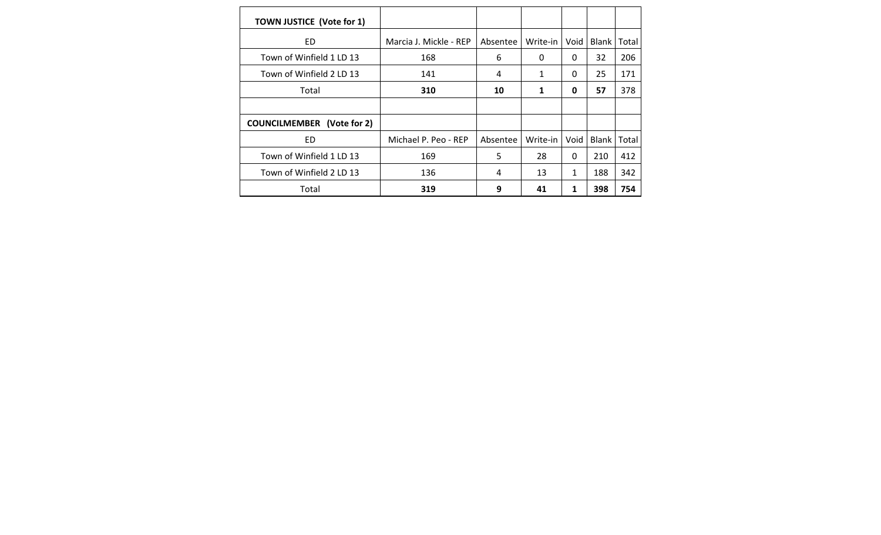| TOWN JUSTICE (Vote for 1) | | | | | | |
|---|---|---|---|---|---|---|
| ED | Marcia J. Mickle - REP | Absentee | Write-in | Void | Blank | Total |
| Town of Winfield 1 LD 13 | 168 | 6 | 0 | 0 | 32 | 206 |
| Town of Winfield 2 LD 13 | 141 | 4 | 1 | 0 | 25 | 171 |
| Total | **310** | **10** | **1** | **0** | **57** | 378 |
| | | | | | | |
| **COUNCILMEMBER (Vote for 2)** | | | | | | |
| ED | Michael P. Peo - REP | Absentee | Write-in | Void | Blank | Total |
| Town of Winfield 1 LD 13 | 169 | 5 | 28 | 0 | 210 | 412 |
| Town of Winfield 2 LD 13 | 136 | 4 | 13 | 1 | 188 | 342 |
| Total | **319** | **9** | **41** | **1** | **398** | **754** |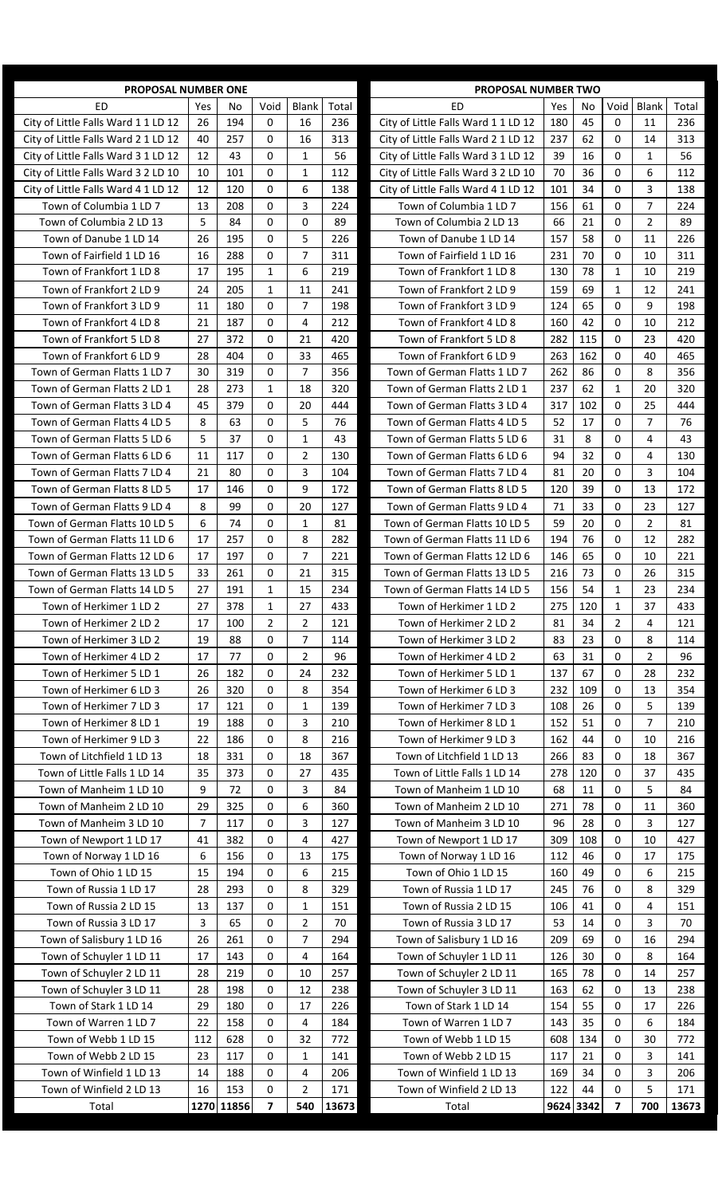**PROPOSAL NUMBER ONE**

| ED | Yes | No | Void | Blank | Total |
|---|---|---|---|---|---|
| City of Little Falls Ward 1 1 LD 12 | 26 | 194 | 0 | 16 | 236 |
| City of Little Falls Ward 2 1 LD 12 | 40 | 257 | 0 | 16 | 313 |
| City of Little Falls Ward 3 1 LD 12 | 12 | 43 | 0 | 1 | 56 |
| City of Little Falls Ward 3 2 LD 10 | 10 | 101 | 0 | 1 | 112 |
| City of Little Falls Ward 4 1 LD 12 | 12 | 120 | 0 | 6 | 138 |
| Town of Columbia 1 LD 7 | 13 | 208 | 0 | 3 | 224 |
| Town of Columbia 2 LD 13 | 5 | 84 | 0 | 0 | 89 |
| Town of Danube 1 LD 14 | 26 | 195 | 0 | 5 | 226 |
| Town of Fairfield 1 LD 16 | 16 | 288 | 0 | 7 | 311 |
| Town of Frankfort 1 LD 8 | 17 | 195 | 1 | 6 | 219 |
| Town of Frankfort 2 LD 9 | 24 | 205 | 1 | 11 | 241 |
| Town of Frankfort 3 LD 9 | 11 | 180 | 0 | 7 | 198 |
| Town of Frankfort 4 LD 8 | 21 | 187 | 0 | 4 | 212 |
| Town of Frankfort 5 LD 8 | 27 | 372 | 0 | 21 | 420 |
| Town of Frankfort 6 LD 9 | 28 | 404 | 0 | 33 | 465 |
| Town of German Flatts 1 LD 7 | 30 | 319 | 0 | 7 | 356 |
| Town of German Flatts 2 LD 1 | 28 | 273 | 1 | 18 | 320 |
| Town of German Flatts 3 LD 4 | 45 | 379 | 0 | 20 | 444 |
| Town of German Flatts 4 LD 5 | 8 | 63 | 0 | 5 | 76 |
| Town of German Flatts 5 LD 6 | 5 | 37 | 0 | 1 | 43 |
| Town of German Flatts 6 LD 6 | 11 | 117 | 0 | 2 | 130 |
| Town of German Flatts 7 LD 4 | 21 | 80 | 0 | 3 | 104 |
| Town of German Flatts 8 LD 5 | 17 | 146 | 0 | 9 | 172 |
| Town of German Flatts 9 LD 4 | 8 | 99 | 0 | 20 | 127 |
| Town of German Flatts 10 LD 5 | 6 | 74 | 0 | 1 | 81 |
| Town of German Flatts 11 LD 6 | 17 | 257 | 0 | 8 | 282 |
| Town of German Flatts 12 LD 6 | 17 | 197 | 0 | 7 | 221 |
| Town of German Flatts 13 LD 5 | 33 | 261 | 0 | 21 | 315 |
| Town of German Flatts 14 LD 5 | 27 | 191 | 1 | 15 | 234 |
| Town of Herkimer 1 LD 2 | 27 | 378 | 1 | 27 | 433 |
| Town of Herkimer 2 LD 2 | 17 | 100 | 2 | 2 | 121 |
| Town of Herkimer 3 LD 2 | 19 | 88 | 0 | 7 | 114 |
| Town of Herkimer 4 LD 2 | 17 | 77 | 0 | 2 | 96 |
| Town of Herkimer 5 LD 1 | 26 | 182 | 0 | 24 | 232 |
| Town of Herkimer 6 LD 3 | 26 | 320 | 0 | 8 | 354 |
| Town of Herkimer 7 LD 3 | 17 | 121 | 0 | 1 | 139 |
| Town of Herkimer 8 LD 1 | 19 | 188 | 0 | 3 | 210 |
| Town of Herkimer 9 LD 3 | 22 | 186 | 0 | 8 | 216 |
| Town of Litchfield 1 LD 13 | 18 | 331 | 0 | 18 | 367 |
| Town of Little Falls 1 LD 14 | 35 | 373 | 0 | 27 | 435 |
| Town of Manheim 1 LD 10 | 9 | 72 | 0 | 3 | 84 |
| Town of Manheim 2 LD 10 | 29 | 325 | 0 | 6 | 360 |
| Town of Manheim 3 LD 10 | 7 | 117 | 0 | 3 | 127 |
| Town of Newport 1 LD 17 | 41 | 382 | 0 | 4 | 427 |
| Town of Norway 1 LD 16 | 6 | 156 | 0 | 13 | 175 |
| Town of Ohio 1 LD 15 | 15 | 194 | 0 | 6 | 215 |
| Town of Russia 1 LD 17 | 28 | 293 | 0 | 8 | 329 |
| Town of Russia 2 LD 15 | 13 | 137 | 0 | 1 | 151 |
| Town of Russia 3 LD 17 | 3 | 65 | 0 | 2 | 70 |
| Town of Salisbury 1 LD 16 | 26 | 261 | 0 | 7 | 294 |
| Town of Schuyler 1 LD 11 | 17 | 143 | 0 | 4 | 164 |
| Town of Schuyler 2 LD 11 | 28 | 219 | 0 | 10 | 257 |
| Town of Schuyler 3 LD 11 | 28 | 198 | 0 | 12 | 238 |
| Town of Stark 1 LD 14 | 29 | 180 | 0 | 17 | 226 |
| Town of Warren 1 LD 7 | 22 | 158 | 0 | 4 | 184 |
| Town of Webb 1 LD 15 | 112 | 628 | 0 | 32 | 772 |
| Town of Webb 2 LD 15 | 23 | 117 | 0 | 1 | 141 |
| Town of Winfield 1 LD 13 | 14 | 188 | 0 | 4 | 206 |
| Town of Winfield 2 LD 13 | 16 | 153 | 0 | 2 | 171 |
| Total | **1270** | **11856** | **7** | **540** | **13673** |

**PROPOSAL NUMBER TWO**

| ED | Yes | No | Void | Blank | Total |
|---|---|---|---|---|---|
| City of Little Falls Ward 1 1 LD 12 | 180 | 45 | 0 | 11 | 236 |
| City of Little Falls Ward 2 1 LD 12 | 237 | 62 | 0 | 14 | 313 |
| City of Little Falls Ward 3 1 LD 12 | 39 | 16 | 0 | 1 | 56 |
| City of Little Falls Ward 3 2 LD 10 | 70 | 36 | 0 | 6 | 112 |
| City of Little Falls Ward 4 1 LD 12 | 101 | 34 | 0 | 3 | 138 |
| Town of Columbia 1 LD 7 | 156 | 61 | 0 | 7 | 224 |
| Town of Columbia 2 LD 13 | 66 | 21 | 0 | 2 | 89 |
| Town of Danube 1 LD 14 | 157 | 58 | 0 | 11 | 226 |
| Town of Fairfield 1 LD 16 | 231 | 70 | 0 | 10 | 311 |
| Town of Frankfort 1 LD 8 | 130 | 78 | 1 | 10 | 219 |
| Town of Frankfort 2 LD 9 | 159 | 69 | 1 | 12 | 241 |
| Town of Frankfort 3 LD 9 | 124 | 65 | 0 | 9 | 198 |
| Town of Frankfort 4 LD 8 | 160 | 42 | 0 | 10 | 212 |
| Town of Frankfort 5 LD 8 | 282 | 115 | 0 | 23 | 420 |
| Town of Frankfort 6 LD 9 | 263 | 162 | 0 | 40 | 465 |
| Town of German Flatts 1 LD 7 | 262 | 86 | 0 | 8 | 356 |
| Town of German Flatts 2 LD 1 | 237 | 62 | 1 | 20 | 320 |
| Town of German Flatts 3 LD 4 | 317 | 102 | 0 | 25 | 444 |
| Town of German Flatts 4 LD 5 | 52 | 17 | 0 | 7 | 76 |
| Town of German Flatts 5 LD 6 | 31 | 8 | 0 | 4 | 43 |
| Town of German Flatts 6 LD 6 | 94 | 32 | 0 | 4 | 130 |
| Town of German Flatts 7 LD 4 | 81 | 20 | 0 | 3 | 104 |
| Town of German Flatts 8 LD 5 | 120 | 39 | 0 | 13 | 172 |
| Town of German Flatts 9 LD 4 | 71 | 33 | 0 | 23 | 127 |
| Town of German Flatts 10 LD 5 | 59 | 20 | 0 | 2 | 81 |
| Town of German Flatts 11 LD 6 | 194 | 76 | 0 | 12 | 282 |
| Town of German Flatts 12 LD 6 | 146 | 65 | 0 | 10 | 221 |
| Town of German Flatts 13 LD 5 | 216 | 73 | 0 | 26 | 315 |
| Town of German Flatts 14 LD 5 | 156 | 54 | 1 | 23 | 234 |
| Town of Herkimer 1 LD 2 | 275 | 120 | 1 | 37 | 433 |
| Town of Herkimer 2 LD 2 | 81 | 34 | 2 | 4 | 121 |
| Town of Herkimer 3 LD 2 | 83 | 23 | 0 | 8 | 114 |
| Town of Herkimer 4 LD 2 | 63 | 31 | 0 | 2 | 96 |
| Town of Herkimer 5 LD 1 | 137 | 67 | 0 | 28 | 232 |
| Town of Herkimer 6 LD 3 | 232 | 109 | 0 | 13 | 354 |
| Town of Herkimer 7 LD 3 | 108 | 26 | 0 | 5 | 139 |
| Town of Herkimer 8 LD 1 | 152 | 51 | 0 | 7 | 210 |
| Town of Herkimer 9 LD 3 | 162 | 44 | 0 | 10 | 216 |
| Town of Litchfield 1 LD 13 | 266 | 83 | 0 | 18 | 367 |
| Town of Little Falls 1 LD 14 | 278 | 120 | 0 | 37 | 435 |
| Town of Manheim 1 LD 10 | 68 | 11 | 0 | 5 | 84 |
| Town of Manheim 2 LD 10 | 271 | 78 | 0 | 11 | 360 |
| Town of Manheim 3 LD 10 | 96 | 28 | 0 | 3 | 127 |
| Town of Newport 1 LD 17 | 309 | 108 | 0 | 10 | 427 |
| Town of Norway 1 LD 16 | 112 | 46 | 0 | 17 | 175 |
| Town of Ohio 1 LD 15 | 160 | 49 | 0 | 6 | 215 |
| Town of Russia 1 LD 17 | 245 | 76 | 0 | 8 | 329 |
| Town of Russia 2 LD 15 | 106 | 41 | 0 | 4 | 151 |
| Town of Russia 3 LD 17 | 53 | 14 | 0 | 3 | 70 |
| Town of Salisbury 1 LD 16 | 209 | 69 | 0 | 16 | 294 |
| Town of Schuyler 1 LD 11 | 126 | 30 | 0 | 8 | 164 |
| Town of Schuyler 2 LD 11 | 165 | 78 | 0 | 14 | 257 |
| Town of Schuyler 3 LD 11 | 163 | 62 | 0 | 13 | 238 |
| Town of Stark 1 LD 14 | 154 | 55 | 0 | 17 | 226 |
| Town of Warren 1 LD 7 | 143 | 35 | 0 | 6 | 184 |
| Town of Webb 1 LD 15 | 608 | 134 | 0 | 30 | 772 |
| Town of Webb 2 LD 15 | 117 | 21 | 0 | 3 | 141 |
| Town of Winfield 1 LD 13 | 169 | 34 | 0 | 3 | 206 |
| Town of Winfield 2 LD 13 | 122 | 44 | 0 | 5 | 171 |
| Total | **9624** | **3342** | **7** | **700** | **13673** |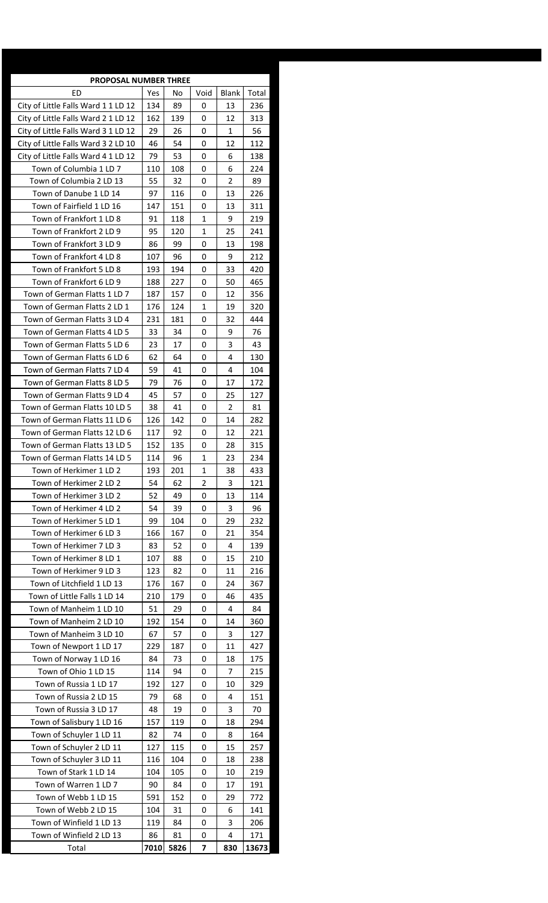| PROPOSAL NUMBER THREE | | | | | |
|---|---|---|---|---|---|
| ED | Yes | No | Void | Blank | Total |
| City of Little Falls Ward 1 1 LD 12 | 134 | 89 | 0 | 13 | 236 |
| City of Little Falls Ward 2 1 LD 12 | 162 | 139 | 0 | 12 | 313 |
| City of Little Falls Ward 3 1 LD 12 | 29 | 26 | 0 | 1 | 56 |
| City of Little Falls Ward 3 2 LD 10 | 46 | 54 | 0 | 12 | 112 |
| City of Little Falls Ward 4 1 LD 12 | 79 | 53 | 0 | 6 | 138 |
| Town of Columbia 1 LD 7 | 110 | 108 | 0 | 6 | 224 |
| Town of Columbia 2 LD 13 | 55 | 32 | 0 | 2 | 89 |
| Town of Danube 1 LD 14 | 97 | 116 | 0 | 13 | 226 |
| Town of Fairfield 1 LD 16 | 147 | 151 | 0 | 13 | 311 |
| Town of Frankfort 1 LD 8 | 91 | 118 | 1 | 9 | 219 |
| Town of Frankfort 2 LD 9 | 95 | 120 | 1 | 25 | 241 |
| Town of Frankfort 3 LD 9 | 86 | 99 | 0 | 13 | 198 |
| Town of Frankfort 4 LD 8 | 107 | 96 | 0 | 9 | 212 |
| Town of Frankfort 5 LD 8 | 193 | 194 | 0 | 33 | 420 |
| Town of Frankfort 6 LD 9 | 188 | 227 | 0 | 50 | 465 |
| Town of German Flatts 1 LD 7 | 187 | 157 | 0 | 12 | 356 |
| Town of German Flatts 2 LD 1 | 176 | 124 | 1 | 19 | 320 |
| Town of German Flatts 3 LD 4 | 231 | 181 | 0 | 32 | 444 |
| Town of German Flatts 4 LD 5 | 33 | 34 | 0 | 9 | 76 |
| Town of German Flatts 5 LD 6 | 23 | 17 | 0 | 3 | 43 |
| Town of German Flatts 6 LD 6 | 62 | 64 | 0 | 4 | 130 |
| Town of German Flatts 7 LD 4 | 59 | 41 | 0 | 4 | 104 |
| Town of German Flatts 8 LD 5 | 79 | 76 | 0 | 17 | 172 |
| Town of German Flatts 9 LD 4 | 45 | 57 | 0 | 25 | 127 |
| Town of German Flatts 10 LD 5 | 38 | 41 | 0 | 2 | 81 |
| Town of German Flatts 11 LD 6 | 126 | 142 | 0 | 14 | 282 |
| Town of German Flatts 12 LD 6 | 117 | 92 | 0 | 12 | 221 |
| Town of German Flatts 13 LD 5 | 152 | 135 | 0 | 28 | 315 |
| Town of German Flatts 14 LD 5 | 114 | 96 | 1 | 23 | 234 |
| Town of Herkimer 1 LD 2 | 193 | 201 | 1 | 38 | 433 |
| Town of Herkimer 2 LD 2 | 54 | 62 | 2 | 3 | 121 |
| Town of Herkimer 3 LD 2 | 52 | 49 | 0 | 13 | 114 |
| Town of Herkimer 4 LD 2 | 54 | 39 | 0 | 3 | 96 |
| Town of Herkimer 5 LD 1 | 99 | 104 | 0 | 29 | 232 |
| Town of Herkimer 6 LD 3 | 166 | 167 | 0 | 21 | 354 |
| Town of Herkimer 7 LD 3 | 83 | 52 | 0 | 4 | 139 |
| Town of Herkimer 8 LD 1 | 107 | 88 | 0 | 15 | 210 |
| Town of Herkimer 9 LD 3 | 123 | 82 | 0 | 11 | 216 |
| Town of Litchfield 1 LD 13 | 176 | 167 | 0 | 24 | 367 |
| Town of Little Falls 1 LD 14 | 210 | 179 | 0 | 46 | 435 |
| Town of Manheim 1 LD 10 | 51 | 29 | 0 | 4 | 84 |
| Town of Manheim 2 LD 10 | 192 | 154 | 0 | 14 | 360 |
| Town of Manheim 3 LD 10 | 67 | 57 | 0 | 3 | 127 |
| Town of Newport 1 LD 17 | 229 | 187 | 0 | 11 | 427 |
| Town of Norway 1 LD 16 | 84 | 73 | 0 | 18 | 175 |
| Town of Ohio 1 LD 15 | 114 | 94 | 0 | 7 | 215 |
| Town of Russia 1 LD 17 | 192 | 127 | 0 | 10 | 329 |
| Town of Russia 2 LD 15 | 79 | 68 | 0 | 4 | 151 |
| Town of Russia 3 LD 17 | 48 | 19 | 0 | 3 | 70 |
| Town of Salisbury 1 LD 16 | 157 | 119 | 0 | 18 | 294 |
| Town of Schuyler 1 LD 11 | 82 | 74 | 0 | 8 | 164 |
| Town of Schuyler 2 LD 11 | 127 | 115 | 0 | 15 | 257 |
| Town of Schuyler 3 LD 11 | 116 | 104 | 0 | 18 | 238 |
| Town of Stark 1 LD 14 | 104 | 105 | 0 | 10 | 219 |
| Town of Warren 1 LD 7 | 90 | 84 | 0 | 17 | 191 |
| Town of Webb 1 LD 15 | 591 | 152 | 0 | 29 | 772 |
| Town of Webb 2 LD 15 | 104 | 31 | 0 | 6 | 141 |
| Town of Winfield 1 LD 13 | 119 | 84 | 0 | 3 | 206 |
| Town of Winfield 2 LD 13 | 86 | 81 | 0 | 4 | 171 |
| Total | **7010** | **5826** | **7** | **830** | **13673** |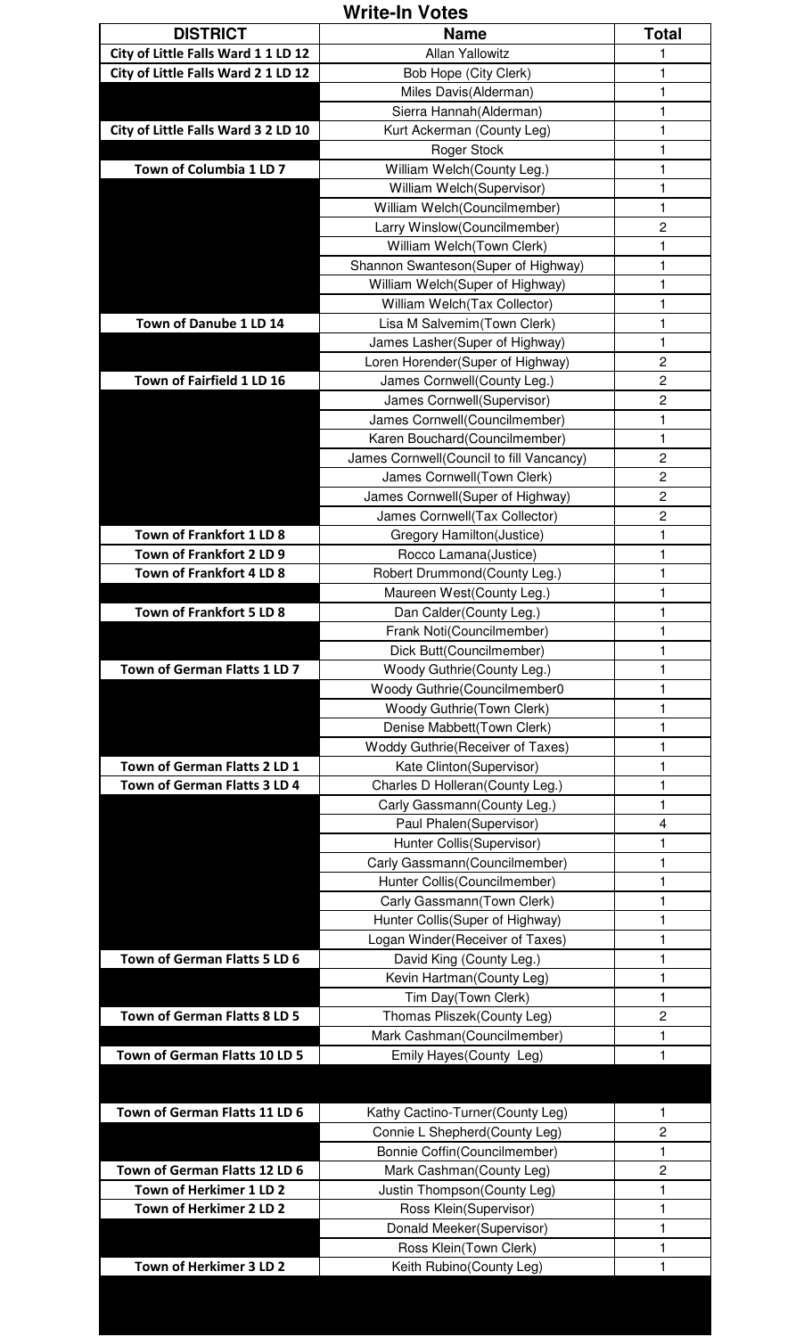## Write-In Votes

| DISTRICT | Name | Total |
|---|---|---|
| City of Little Falls Ward 1 1 LD 12 | Allan Yallowitz | 1 |
| City of Little Falls Ward 2 1 LD 12 | Bob Hope (City Clerk) | 1 |
| | Miles Davis(Alderman) | 1 |
| | Sierra Hannah(Alderman) | 1 |
| City of Little Falls Ward 3 2 LD 10 | Kurt Ackerman (County Leg) | 1 |
| | Roger Stock | 1 |
| Town of Columbia 1 LD 7 | William Welch(County Leg.) | 1 |
| | William Welch(Supervisor) | 1 |
| | William Welch(Councilmember) | 1 |
| | Larry Winslow(Councilmember) | 2 |
| | William Welch(Town Clerk) | 1 |
| | Shannon Swanteson(Super of Highway) | 1 |
| | William Welch(Super of Highway) | 1 |
| | William Welch(Tax Collector) | 1 |
| Town of Danube 1 LD 14 | Lisa M Salvemim(Town Clerk) | 1 |
| | James Lasher(Super of Highway) | 1 |
| | Loren Horender(Super of Highway) | 2 |
| Town of Fairfield 1 LD 16 | James Cornwell(County Leg.) | 2 |
| | James Cornwell(Supervisor) | 2 |
| | James Cornwell(Councilmember) | 1 |
| | Karen Bouchard(Councilmember) | 1 |
| | James Cornwell(Council to fill Vancancy) | 2 |
| | James Cornwell(Town Clerk) | 2 |
| | James Cornwell(Super of Highway) | 2 |
| | James Cornwell(Tax Collector) | 2 |
| Town of Frankfort 1 LD 8 | Gregory Hamilton(Justice) | 1 |
| Town of Frankfort 2 LD 9 | Rocco Lamana(Justice) | 1 |
| Town of Frankfort 4 LD 8 | Robert Drummond(County Leg.) | 1 |
| | Maureen West(County Leg.) | 1 |
| Town of Frankfort 5 LD 8 | Dan Calder(County Leg.) | 1 |
| | Frank Noti(Councilmember) | 1 |
| | Dick Butt(Councilmember) | 1 |
| Town of German Flatts 1 LD 7 | Woody Guthrie(County Leg.) | 1 |
| | Woody Guthrie(Councilmember0 | 1 |
| | Woody Guthrie(Town Clerk) | 1 |
| | Denise Mabbett(Town Clerk) | 1 |
| | Woddy Guthrie(Receiver of Taxes) | 1 |
| Town of German Flatts 2 LD 1 | Kate Clinton(Supervisor) | 1 |
| Town of German Flatts 3 LD 4 | Charles D Holleran(County Leg.) | 1 |
| | Carly Gassmann(County Leg.) | 1 |
| | Paul Phalen(Supervisor) | 4 |
| | Hunter Collis(Supervisor) | 1 |
| | Carly Gassmann(Councilmember) | 1 |
| | Hunter Collis(Councilmember) | 1 |
| | Carly Gassmann(Town Clerk) | 1 |
| | Hunter Collis(Super of Highway) | 1 |
| | Logan Winder(Receiver of Taxes) | 1 |
| Town of German Flatts 5 LD 6 | David King (County Leg.) | 1 |
| | Kevin Hartman(County Leg) | 1 |
| | Tim Day(Town Clerk) | 1 |
| Town of German Flatts 8 LD 5 | Thomas Pliszek(County Leg) | 2 |
| | Mark Cashman(Councilmember) | 1 |
| Town of German Flatts 10 LD 5 | Emily Hayes(County Leg) | 1 |
| Town of German Flatts 11 LD 6 | Kathy Cactino-Turner(County Leg) | 1 |
| | Connie L Shepherd(County Leg) | 2 |
| | Bonnie Coffin(Councilmember) | 1 |
| Town of German Flatts 12 LD 6 | Mark Cashman(County Leg) | 2 |
| Town of Herkimer 1 LD 2 | Justin Thompson(County Leg) | 1 |
| Town of Herkimer 2 LD 2 | Ross Klein(Supervisor) | 1 |
| | Donald Meeker(Supervisor) | 1 |
| | Ross Klein(Town Clerk) | 1 |
| Town of Herkimer 3 LD 2 | Keith Rubino(County Leg) | 1 |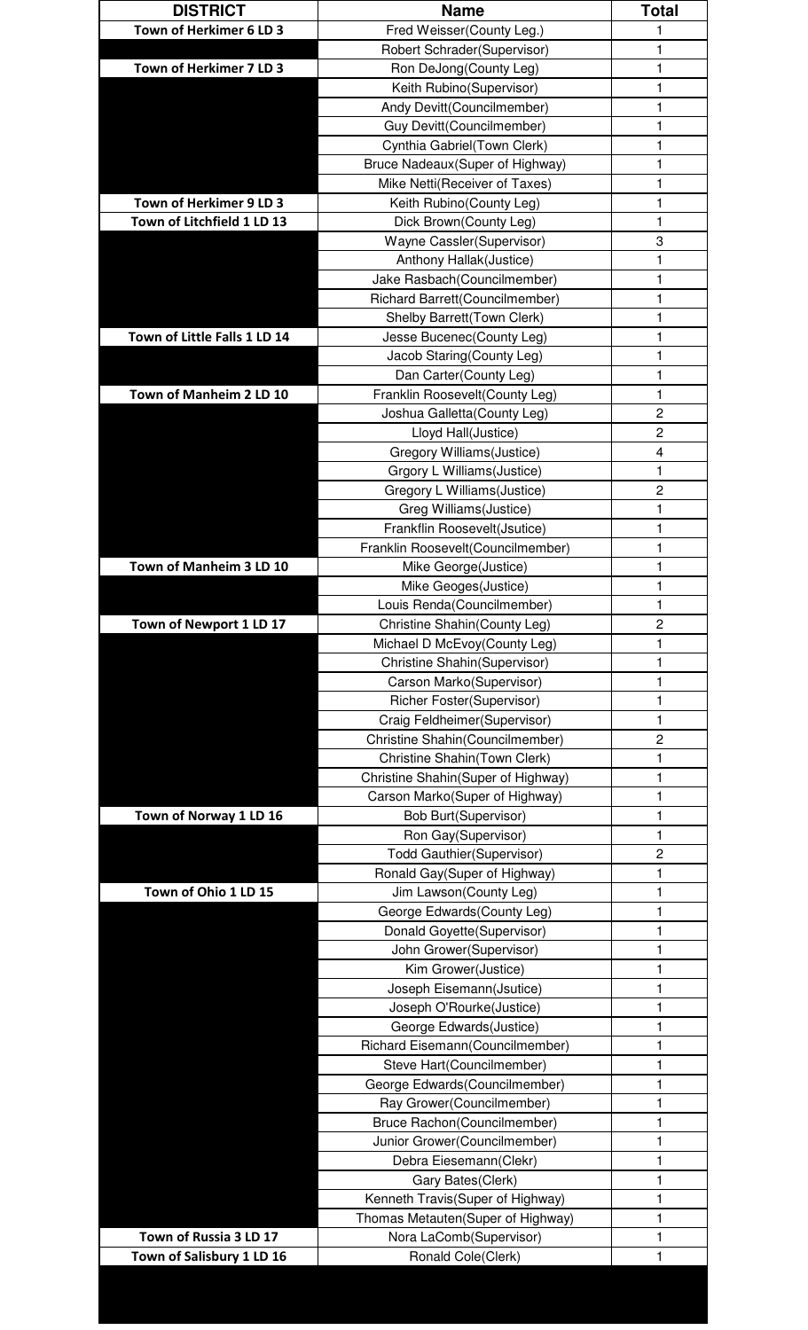| DISTRICT | Name | Total |
|---|---|---|
| Town of Herkimer 6 LD 3 | Fred Weisser(County Leg.) | 1 |
| | Robert Schrader(Supervisor) | 1 |
| Town of Herkimer 7 LD 3 | Ron DeJong(County Leg) | 1 |
| | Keith Rubino(Supervisor) | 1 |
| | Andy Devitt(Councilmember) | 1 |
| | Guy Devitt(Councilmember) | 1 |
| | Cynthia Gabriel(Town Clerk) | 1 |
| | Bruce Nadeaux(Super of Highway) | 1 |
| | Mike Netti(Receiver of Taxes) | 1 |
| Town of Herkimer 9 LD 3 | Keith Rubino(County Leg) | 1 |
| Town of Litchfield 1 LD 13 | Dick Brown(County Leg) | 1 |
| | Wayne Cassler(Supervisor) | 3 |
| | Anthony Hallak(Justice) | 1 |
| | Jake Rasbach(Councilmember) | 1 |
| | Richard Barrett(Councilmember) | 1 |
| | Shelby Barrett(Town Clerk) | 1 |
| Town of Little Falls 1 LD 14 | Jesse Bucenec(County Leg) | 1 |
| | Jacob Staring(County Leg) | 1 |
| | Dan Carter(County Leg) | 1 |
| Town of Manheim 2 LD 10 | Franklin Roosevelt(County Leg) | 1 |
| | Joshua Galletta(County Leg) | 2 |
| | Lloyd Hall(Justice) | 2 |
| | Gregory Williams(Justice) | 4 |
| | Grgory L Williams(Justice) | 1 |
| | Gregory L Williams(Justice) | 2 |
| | Greg Williams(Justice) | 1 |
| | Frankflin Roosevelt(Jsutice) | 1 |
| | Franklin Roosevelt(Councilmember) | 1 |
| Town of Manheim 3 LD 10 | Mike George(Justice) | 1 |
| | Mike Geoges(Justice) | 1 |
| | Louis Renda(Councilmember) | 1 |
| Town of Newport 1 LD 17 | Christine Shahin(County Leg) | 2 |
| | Michael D McEvoy(County Leg) | 1 |
| | Christine Shahin(Supervisor) | 1 |
| | Carson Marko(Supervisor) | 1 |
| | Richer Foster(Supervisor) | 1 |
| | Craig Feldheimer(Supervisor) | 1 |
| | Christine Shahin(Councilmember) | 2 |
| | Christine Shahin(Town Clerk) | 1 |
| | Christine Shahin(Super of Highway) | 1 |
| | Carson Marko(Super of Highway) | 1 |
| Town of Norway 1 LD 16 | Bob Burt(Supervisor) | 1 |
| | Ron Gay(Supervisor) | 1 |
| | Todd Gauthier(Supervisor) | 2 |
| | Ronald Gay(Super of Highway) | 1 |
| Town of Ohio 1 LD 15 | Jim Lawson(County Leg) | 1 |
| | George Edwards(County Leg) | 1 |
| | Donald Goyette(Supervisor) | 1 |
| | John Grower(Supervisor) | 1 |
| | Kim Grower(Justice) | 1 |
| | Joseph Eisemann(Jsutice) | 1 |
| | Joseph O'Rourke(Justice) | 1 |
| | George Edwards(Justice) | 1 |
| | Richard Eisemann(Councilmember) | 1 |
| | Steve Hart(Councilmember) | 1 |
| | George Edwards(Councilmember) | 1 |
| | Ray Grower(Councilmember) | 1 |
| | Bruce Rachon(Councilmember) | 1 |
| | Junior Grower(Councilmember) | 1 |
| | Debra Eiesemann(Clekr) | 1 |
| | Gary Bates(Clerk) | 1 |
| | Kenneth Travis(Super of Highway) | 1 |
| | Thomas Metauten(Super of Highway) | 1 |
| Town of Russia 3 LD 17 | Nora LaComb(Supervisor) | 1 |
| Town of Salisbury 1 LD 16 | Ronald Cole(Clerk) | 1 |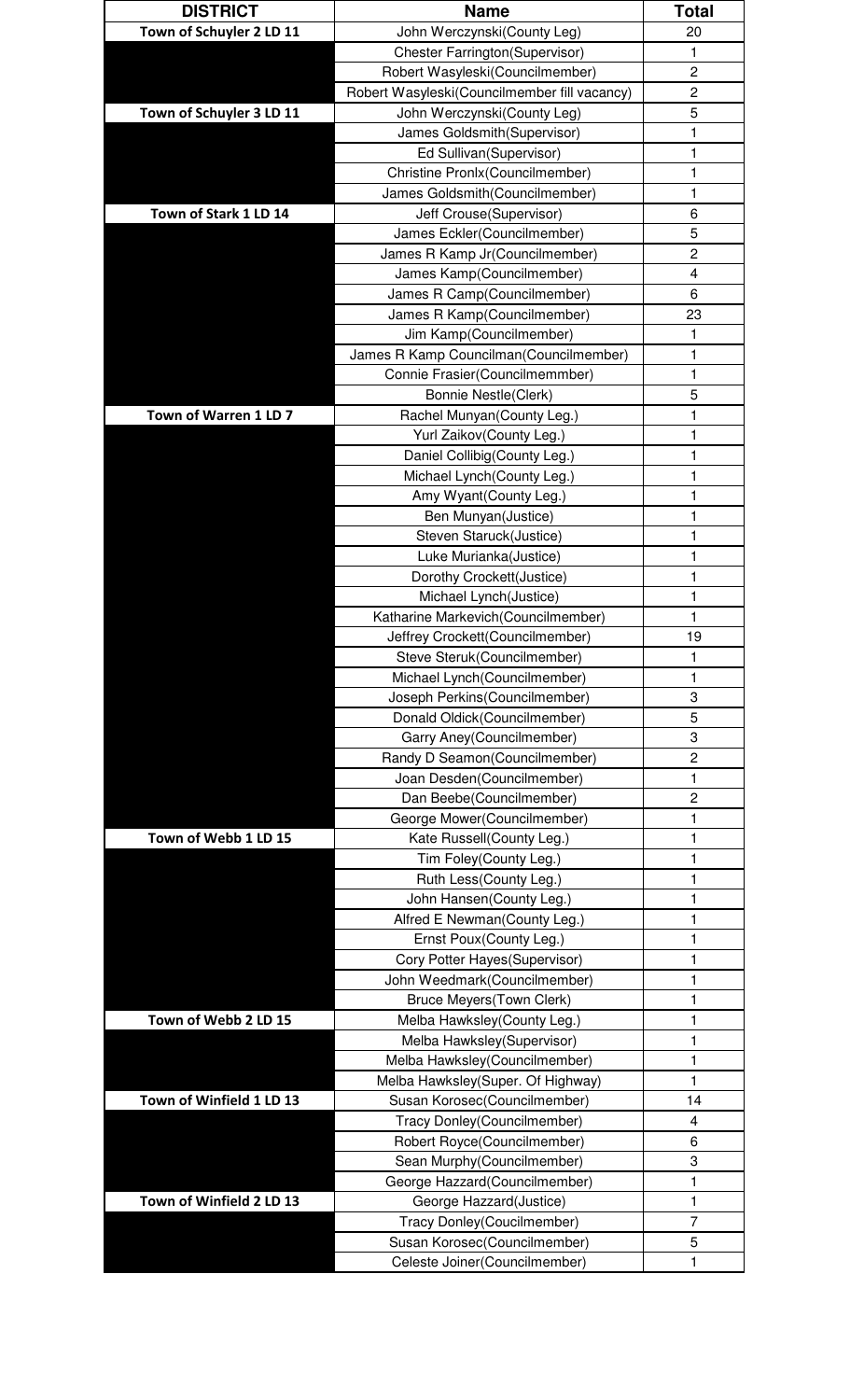| DISTRICT | Name | Total |
|---|---|---|
| Town of Schuyler 2 LD 11 | John Werczynski(County Leg) | 20 |
| | Chester Farrington(Supervisor) | 1 |
| | Robert Wasyleski(Councilmember) | 2 |
| | Robert Wasyleski(Councilmember fill vacancy) | 2 |
| Town of Schuyler 3 LD 11 | John Werczynski(County Leg) | 5 |
| | James Goldsmith(Supervisor) | 1 |
| | Ed Sullivan(Supervisor) | 1 |
| | Christine Pronlx(Councilmember) | 1 |
| | James Goldsmith(Councilmember) | 1 |
| Town of Stark 1 LD 14 | Jeff Crouse(Supervisor) | 6 |
| | James Eckler(Councilmember) | 5 |
| | James R Kamp Jr(Councilmember) | 2 |
| | James Kamp(Councilmember) | 4 |
| | James R Camp(Councilmember) | 6 |
| | James R Kamp(Councilmember) | 23 |
| | Jim Kamp(Councilmember) | 1 |
| | James R Kamp Councilman(Councilmember) | 1 |
| | Connie Frasier(Councilmemmber) | 1 |
| | Bonnie Nestle(Clerk) | 5 |
| Town of Warren 1 LD 7 | Rachel Munyan(County Leg.) | 1 |
| | Yurl Zaikov(County Leg.) | 1 |
| | Daniel Collibig(County Leg.) | 1 |
| | Michael Lynch(County Leg.) | 1 |
| | Amy Wyant(County Leg.) | 1 |
| | Ben Munyan(Justice) | 1 |
| | Steven Staruck(Justice) | 1 |
| | Luke Murianka(Justice) | 1 |
| | Dorothy Crockett(Justice) | 1 |
| | Michael Lynch(Justice) | 1 |
| | Katharine Markevich(Councilmember) | 1 |
| | Jeffrey Crockett(Councilmember) | 19 |
| | Steve Steruk(Councilmember) | 1 |
| | Michael Lynch(Councilmember) | 1 |
| | Joseph Perkins(Councilmember) | 3 |
| | Donald Oldick(Councilmember) | 5 |
| | Garry Aney(Councilmember) | 3 |
| | Randy D Seamon(Councilmember) | 2 |
| | Joan Desden(Councilmember) | 1 |
| | Dan Beebe(Councilmember) | 2 |
| | George Mower(Councilmember) | 1 |
| Town of Webb 1 LD 15 | Kate Russell(County Leg.) | 1 |
| | Tim Foley(County Leg.) | 1 |
| | Ruth Less(County Leg.) | 1 |
| | John Hansen(County Leg.) | 1 |
| | Alfred E Newman(County Leg.) | 1 |
| | Ernst Poux(County Leg.) | 1 |
| | Cory Potter Hayes(Supervisor) | 1 |
| | John Weedmark(Councilmember) | 1 |
| | Bruce Meyers(Town Clerk) | 1 |
| Town of Webb 2 LD 15 | Melba Hawksley(County Leg.) | 1 |
| | Melba Hawksley(Supervisor) | 1 |
| | Melba Hawksley(Councilmember) | 1 |
| | Melba Hawksley(Super. Of Highway) | 1 |
| Town of Winfield 1 LD 13 | Susan Korosec(Councilmember) | 14 |
| | Tracy Donley(Councilmember) | 4 |
| | Robert Royce(Councilmember) | 6 |
| | Sean Murphy(Councilmember) | 3 |
| | George Hazzard(Councilmember) | 1 |
| Town of Winfield 2 LD 13 | George Hazzard(Justice) | 1 |
| | Tracy Donley(Coucilmember) | 7 |
| | Susan Korosec(Councilmember) | 5 |
| | Celeste Joiner(Councilmember) | 1 |